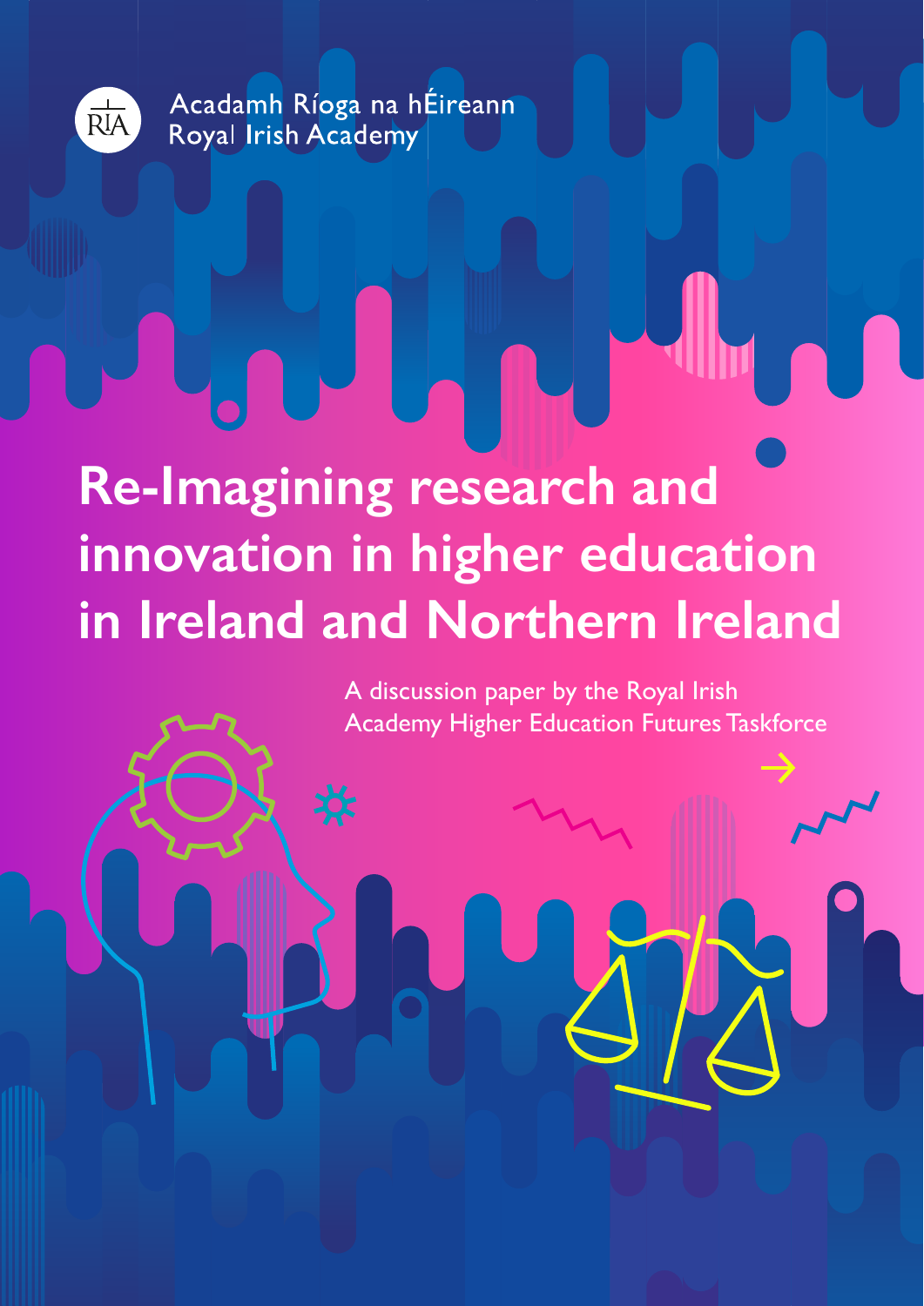Acadamh Ríoga na hÉireann
Royal Irish Academy

# Re-Imagining research and innovation in higher education in Ireland and Northern Ireland

A discussion paper by the Royal Irish Academy Higher Education Futures Taskforce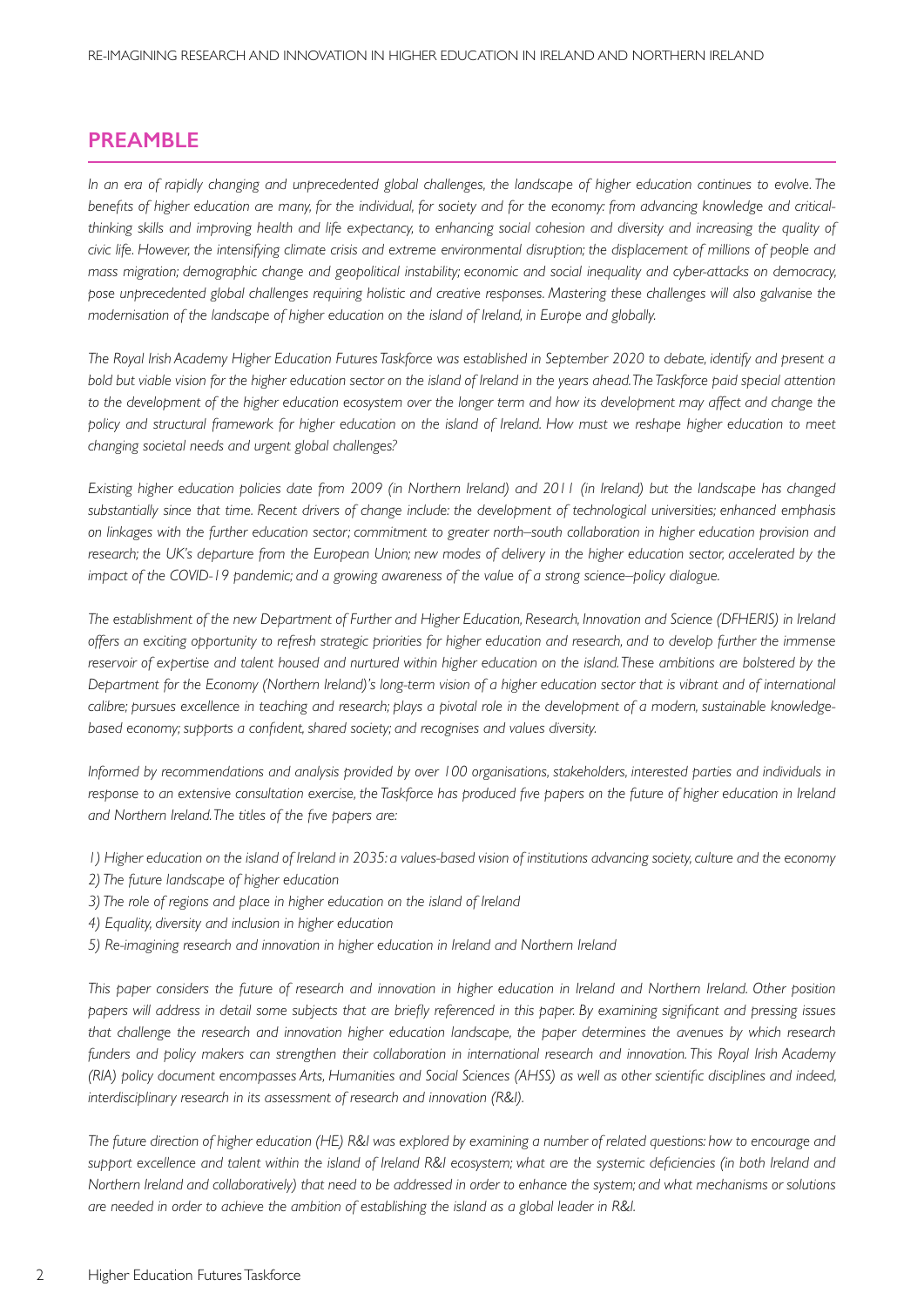## PREAMBLE

*In an era of rapidly changing and unprecedented global challenges, the landscape of higher education continues to evolve. The benefits of higher education are many, for the individual, for society and for the economy: from advancing knowledge and critical-thinking skills and improving health and life expectancy, to enhancing social cohesion and diversity and increasing the quality of civic life. However, the intensifying climate crisis and extreme environmental disruption; the displacement of millions of people and mass migration; demographic change and geopolitical instability; economic and social inequality and cyber-attacks on democracy, pose unprecedented global challenges requiring holistic and creative responses. Mastering these challenges will also galvanise the modernisation of the landscape of higher education on the island of Ireland, in Europe and globally.*

*The Royal Irish Academy Higher Education Futures Taskforce was established in September 2020 to debate, identify and present a bold but viable vision for the higher education sector on the island of Ireland in the years ahead. The Taskforce paid special attention to the development of the higher education ecosystem over the longer term and how its development may affect and change the policy and structural framework for higher education on the island of Ireland. How must we reshape higher education to meet changing societal needs and urgent global challenges?*

*Existing higher education policies date from 2009 (in Northern Ireland) and 2011 (in Ireland) but the landscape has changed substantially since that time. Recent drivers of change include: the development of technological universities; enhanced emphasis on linkages with the further education sector; commitment to greater north–south collaboration in higher education provision and research; the UK's departure from the European Union; new modes of delivery in the higher education sector, accelerated by the impact of the COVID-19 pandemic; and a growing awareness of the value of a strong science–policy dialogue.*

*The establishment of the new Department of Further and Higher Education, Research, Innovation and Science (DFHERIS) in Ireland offers an exciting opportunity to refresh strategic priorities for higher education and research, and to develop further the immense reservoir of expertise and talent housed and nurtured within higher education on the island. These ambitions are bolstered by the Department for the Economy (Northern Ireland)'s long-term vision of a higher education sector that is vibrant and of international calibre; pursues excellence in teaching and research; plays a pivotal role in the development of a modern, sustainable knowledge-based economy; supports a confident, shared society; and recognises and values diversity.*

*Informed by recommendations and analysis provided by over 100 organisations, stakeholders, interested parties and individuals in response to an extensive consultation exercise, the Taskforce has produced five papers on the future of higher education in Ireland and Northern Ireland. The titles of the five papers are:*

*1) Higher education on the island of Ireland in 2035: a values-based vision of institutions advancing society, culture and the economy*
*2) The future landscape of higher education*
*3) The role of regions and place in higher education on the island of Ireland*
*4) Equality, diversity and inclusion in higher education*
*5) Re-imagining research and innovation in higher education in Ireland and Northern Ireland*

*This paper considers the future of research and innovation in higher education in Ireland and Northern Ireland. Other position papers will address in detail some subjects that are briefly referenced in this paper. By examining significant and pressing issues that challenge the research and innovation higher education landscape, the paper determines the avenues by which research funders and policy makers can strengthen their collaboration in international research and innovation. This Royal Irish Academy (RIA) policy document encompasses Arts, Humanities and Social Sciences (AHSS) as well as other scientific disciplines and indeed, interdisciplinary research in its assessment of research and innovation (R&I).*

*The future direction of higher education (HE) R&I was explored by examining a number of related questions: how to encourage and support excellence and talent within the island of Ireland R&I ecosystem; what are the systemic deficiencies (in both Ireland and Northern Ireland and collaboratively) that need to be addressed in order to enhance the system; and what mechanisms or solutions are needed in order to achieve the ambition of establishing the island as a global leader in R&I.*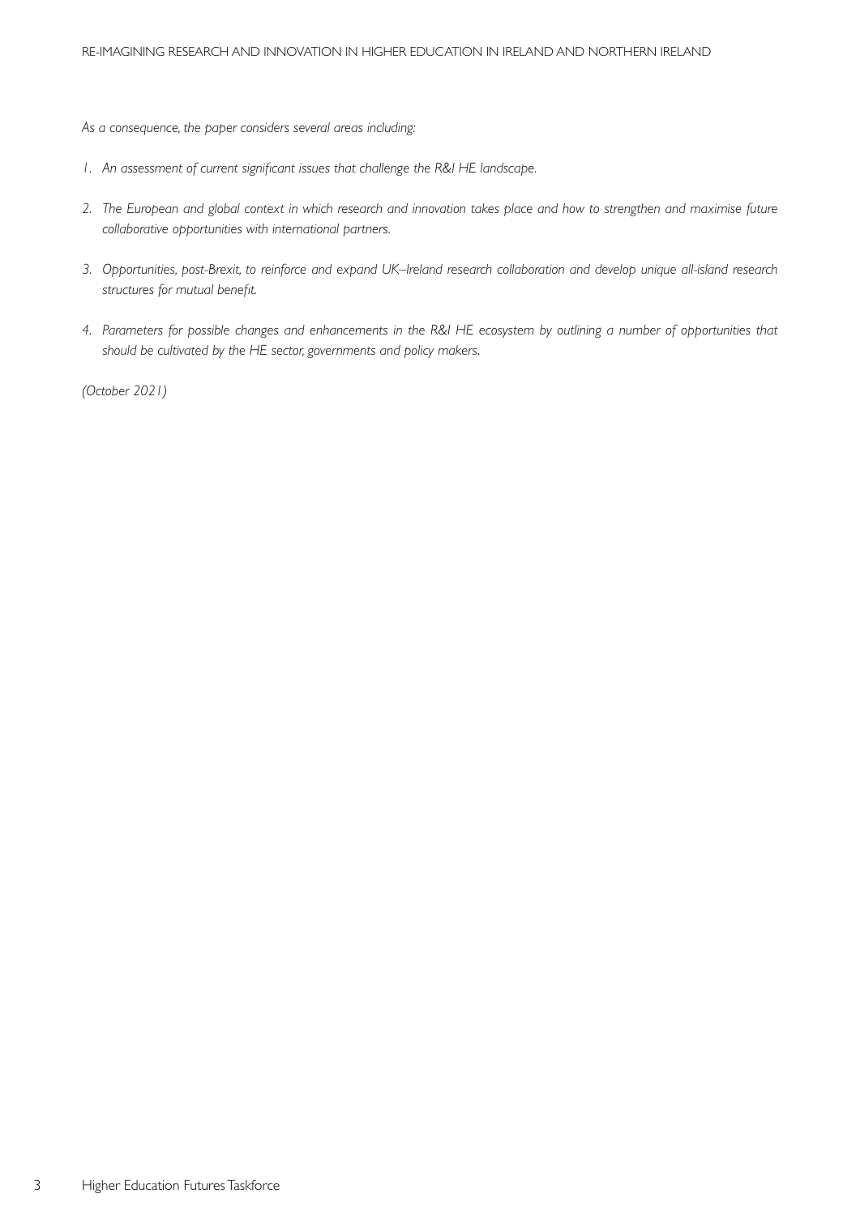*As a consequence, the paper considers several areas including:*

1. *An assessment of current significant issues that challenge the R&I HE landscape.*
2. *The European and global context in which research and innovation takes place and how to strengthen and maximise future collaborative opportunities with international partners.*
3. *Opportunities, post-Brexit, to reinforce and expand UK–Ireland research collaboration and develop unique all-island research structures for mutual benefit.*
4. *Parameters for possible changes and enhancements in the R&I HE ecosystem by outlining a number of opportunities that should be cultivated by the HE sector, governments and policy makers.*

*(October 2021)*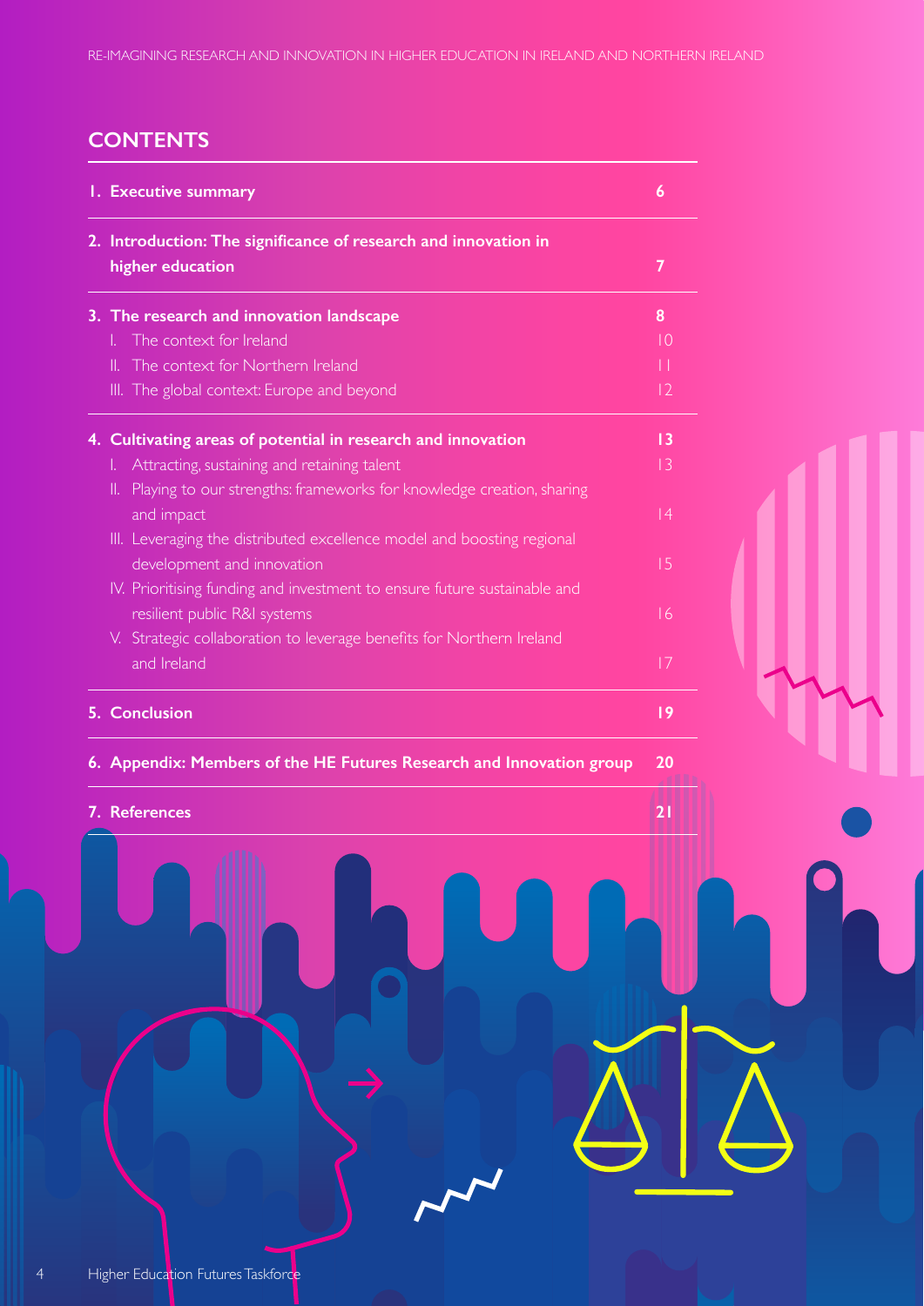## CONTENTS

| | |
|---|---|
| **1. Executive summary** | **6** |
| **2. Introduction: The significance of research and innovation in higher education** | **7** |
| **3. The research and innovation landscape** | **8** |
| I. The context for Ireland | 10 |
| II. The context for Northern Ireland | 11 |
| III. The global context: Europe and beyond | 12 |
| **4. Cultivating areas of potential in research and innovation** | **13** |
| I. Attracting, sustaining and retaining talent | 13 |
| II. Playing to our strengths: frameworks for knowledge creation, sharing and impact | 14 |
| III. Leveraging the distributed excellence model and boosting regional development and innovation | 15 |
| IV. Prioritising funding and investment to ensure future sustainable and resilient public R&I systems | 16 |
| V. Strategic collaboration to leverage benefits for Northern Ireland and Ireland | 17 |
| **5. Conclusion** | **19** |
| **6. Appendix: Members of the HE Futures Research and Innovation group** | **20** |
| **7. References** | **21** |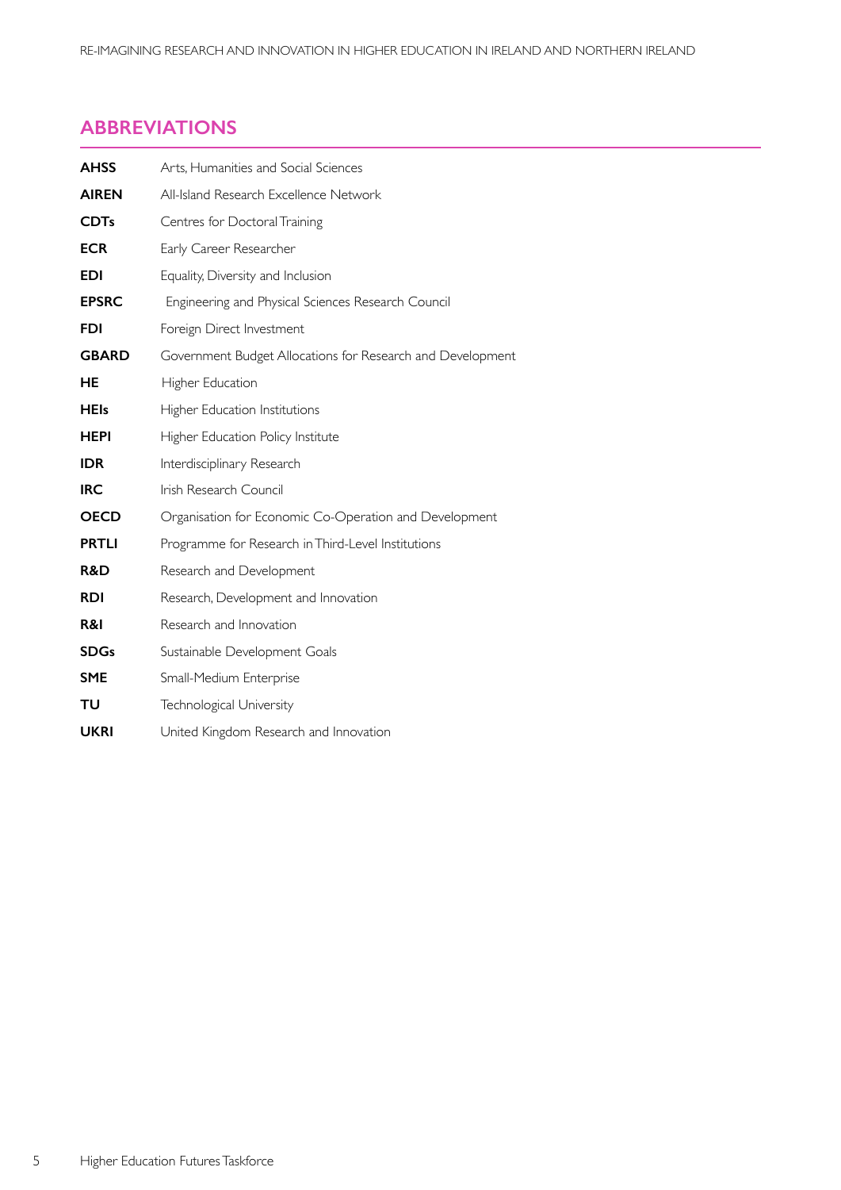## ABBREVIATIONS

| | |
|---|---|
| **AHSS** | Arts, Humanities and Social Sciences |
| **AIREN** | All-Island Research Excellence Network |
| **CDTs** | Centres for Doctoral Training |
| **ECR** | Early Career Researcher |
| **EDI** | Equality, Diversity and Inclusion |
| **EPSRC** | Engineering and Physical Sciences Research Council |
| **FDI** | Foreign Direct Investment |
| **GBARD** | Government Budget Allocations for Research and Development |
| **HE** | Higher Education |
| **HEIs** | Higher Education Institutions |
| **HEPI** | Higher Education Policy Institute |
| **IDR** | Interdisciplinary Research |
| **IRC** | Irish Research Council |
| **OECD** | Organisation for Economic Co-Operation and Development |
| **PRTLI** | Programme for Research in Third-Level Institutions |
| **R&D** | Research and Development |
| **RDI** | Research, Development and Innovation |
| **R&I** | Research and Innovation |
| **SDGs** | Sustainable Development Goals |
| **SME** | Small-Medium Enterprise |
| **TU** | Technological University |
| **UKRI** | United Kingdom Research and Innovation |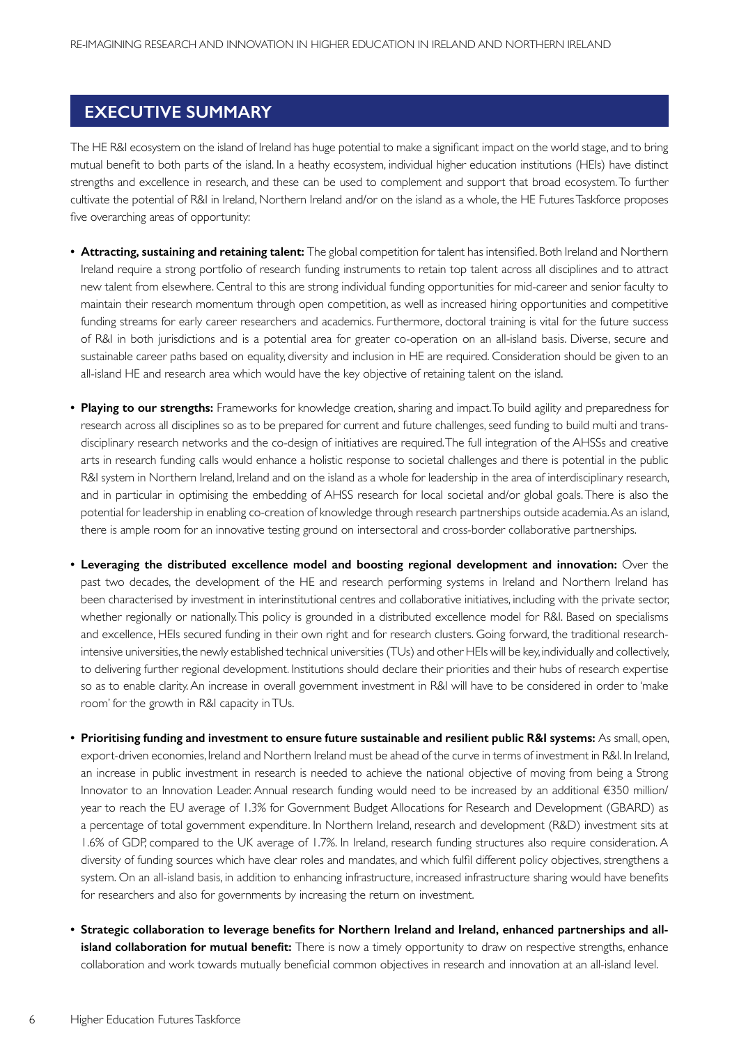## EXECUTIVE SUMMARY

The HE R&I ecosystem on the island of Ireland has huge potential to make a significant impact on the world stage, and to bring mutual benefit to both parts of the island. In a heathy ecosystem, individual higher education institutions (HEIs) have distinct strengths and excellence in research, and these can be used to complement and support that broad ecosystem. To further cultivate the potential of R&I in Ireland, Northern Ireland and/or on the island as a whole, the HE Futures Taskforce proposes five overarching areas of opportunity:

- **Attracting, sustaining and retaining talent:** The global competition for talent has intensified. Both Ireland and Northern Ireland require a strong portfolio of research funding instruments to retain top talent across all disciplines and to attract new talent from elsewhere. Central to this are strong individual funding opportunities for mid-career and senior faculty to maintain their research momentum through open competition, as well as increased hiring opportunities and competitive funding streams for early career researchers and academics. Furthermore, doctoral training is vital for the future success of R&I in both jurisdictions and is a potential area for greater co-operation on an all-island basis. Diverse, secure and sustainable career paths based on equality, diversity and inclusion in HE are required. Consideration should be given to an all-island HE and research area which would have the key objective of retaining talent on the island.

- **Playing to our strengths:** Frameworks for knowledge creation, sharing and impact. To build agility and preparedness for research across all disciplines so as to be prepared for current and future challenges, seed funding to build multi and trans-disciplinary research networks and the co-design of initiatives are required. The full integration of the AHSSs and creative arts in research funding calls would enhance a holistic response to societal challenges and there is potential in the public R&I system in Northern Ireland, Ireland and on the island as a whole for leadership in the area of interdisciplinary research, and in particular in optimising the embedding of AHSS research for local societal and/or global goals. There is also the potential for leadership in enabling co-creation of knowledge through research partnerships outside academia. As an island, there is ample room for an innovative testing ground on intersectoral and cross-border collaborative partnerships.

- **Leveraging the distributed excellence model and boosting regional development and innovation:** Over the past two decades, the development of the HE and research performing systems in Ireland and Northern Ireland has been characterised by investment in interinstitutional centres and collaborative initiatives, including with the private sector, whether regionally or nationally. This policy is grounded in a distributed excellence model for R&I. Based on specialisms and excellence, HEIs secured funding in their own right and for research clusters. Going forward, the traditional research-intensive universities, the newly established technical universities (TUs) and other HEIs will be key, individually and collectively, to delivering further regional development. Institutions should declare their priorities and their hubs of research expertise so as to enable clarity. An increase in overall government investment in R&I will have to be considered in order to 'make room' for the growth in R&I capacity in TUs.

- **Prioritising funding and investment to ensure future sustainable and resilient public R&I systems:** As small, open, export-driven economies, Ireland and Northern Ireland must be ahead of the curve in terms of investment in R&I. In Ireland, an increase in public investment in research is needed to achieve the national objective of moving from being a Strong Innovator to an Innovation Leader. Annual research funding would need to be increased by an additional €350 million/year to reach the EU average of 1.3% for Government Budget Allocations for Research and Development (GBARD) as a percentage of total government expenditure. In Northern Ireland, research and development (R&D) investment sits at 1.6% of GDP, compared to the UK average of 1.7%. In Ireland, research funding structures also require consideration. A diversity of funding sources which have clear roles and mandates, and which fulfil different policy objectives, strengthens a system. On an all-island basis, in addition to enhancing infrastructure, increased infrastructure sharing would have benefits for researchers and also for governments by increasing the return on investment.

- **Strategic collaboration to leverage benefits for Northern Ireland and Ireland, enhanced partnerships and all-island collaboration for mutual benefit:** There is now a timely opportunity to draw on respective strengths, enhance collaboration and work towards mutually beneficial common objectives in research and innovation at an all-island level.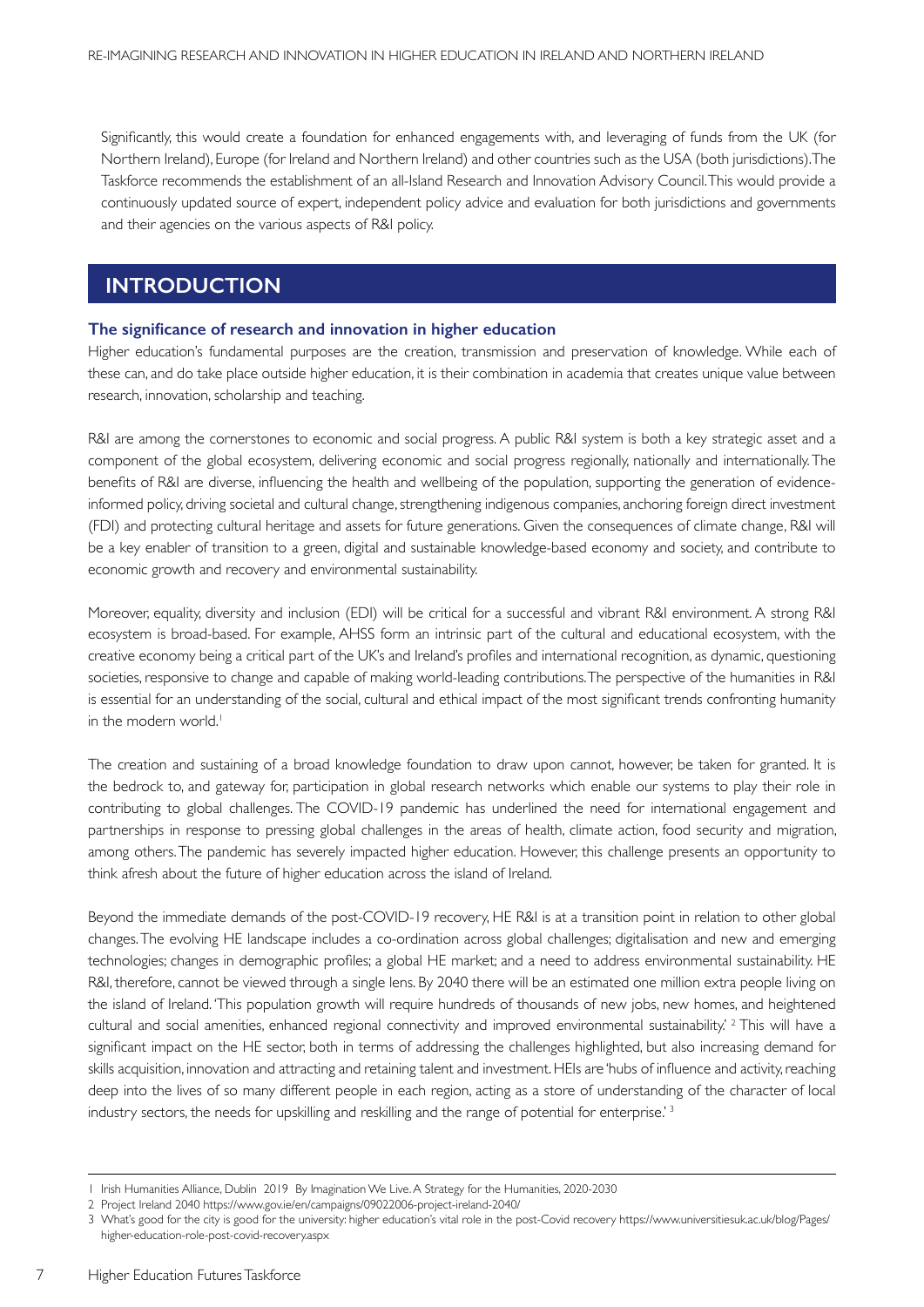Significantly, this would create a foundation for enhanced engagements with, and leveraging of funds from the UK (for Northern Ireland), Europe (for Ireland and Northern Ireland) and other countries such as the USA (both jurisdictions). The Taskforce recommends the establishment of an all-Island Research and Innovation Advisory Council. This would provide a continuously updated source of expert, independent policy advice and evaluation for both jurisdictions and governments and their agencies on the various aspects of R&I policy.

# INTRODUCTION

### The significance of research and innovation in higher education

Higher education's fundamental purposes are the creation, transmission and preservation of knowledge. While each of these can, and do take place outside higher education, it is their combination in academia that creates unique value between research, innovation, scholarship and teaching.

R&I are among the cornerstones to economic and social progress. A public R&I system is both a key strategic asset and a component of the global ecosystem, delivering economic and social progress regionally, nationally and internationally. The benefits of R&I are diverse, influencing the health and wellbeing of the population, supporting the generation of evidence-informed policy, driving societal and cultural change, strengthening indigenous companies, anchoring foreign direct investment (FDI) and protecting cultural heritage and assets for future generations. Given the consequences of climate change, R&I will be a key enabler of transition to a green, digital and sustainable knowledge-based economy and society, and contribute to economic growth and recovery and environmental sustainability.

Moreover, equality, diversity and inclusion (EDI) will be critical for a successful and vibrant R&I environment. A strong R&I ecosystem is broad-based. For example, AHSS form an intrinsic part of the cultural and educational ecosystem, with the creative economy being a critical part of the UK's and Ireland's profiles and international recognition, as dynamic, questioning societies, responsive to change and capable of making world-leading contributions. The perspective of the humanities in R&I is essential for an understanding of the social, cultural and ethical impact of the most significant trends confronting humanity in the modern world.[1]

The creation and sustaining of a broad knowledge foundation to draw upon cannot, however, be taken for granted. It is the bedrock to, and gateway for, participation in global research networks which enable our systems to play their role in contributing to global challenges. The COVID-19 pandemic has underlined the need for international engagement and partnerships in response to pressing global challenges in the areas of health, climate action, food security and migration, among others. The pandemic has severely impacted higher education. However, this challenge presents an opportunity to think afresh about the future of higher education across the island of Ireland.

Beyond the immediate demands of the post-COVID-19 recovery, HE R&I is at a transition point in relation to other global changes. The evolving HE landscape includes a co-ordination across global challenges; digitalisation and new and emerging technologies; changes in demographic profiles; a global HE market; and a need to address environmental sustainability. HE R&I, therefore, cannot be viewed through a single lens. By 2040 there will be an estimated one million extra people living on the island of Ireland. 'This population growth will require hundreds of thousands of new jobs, new homes, and heightened cultural and social amenities, enhanced regional connectivity and improved environmental sustainability.'[2] This will have a significant impact on the HE sector, both in terms of addressing the challenges highlighted, but also increasing demand for skills acquisition, innovation and attracting and retaining talent and investment. HEIs are 'hubs of influence and activity, reaching deep into the lives of so many different people in each region, acting as a store of understanding of the character of local industry sectors, the needs for upskilling and reskilling and the range of potential for enterprise.'[3]

---

1 Irish Humanities Alliance, Dublin 2019 By Imagination We Live. A Strategy for the Humanities, 2020-2030

2 Project Ireland 2040 https://www.gov.ie/en/campaigns/09022006-project-ireland-2040/

3 What's good for the city is good for the university: higher education's vital role in the post-Covid recovery https://www.universitiesuk.ac.uk/blog/Pages/higher-education-role-post-covid-recovery.aspx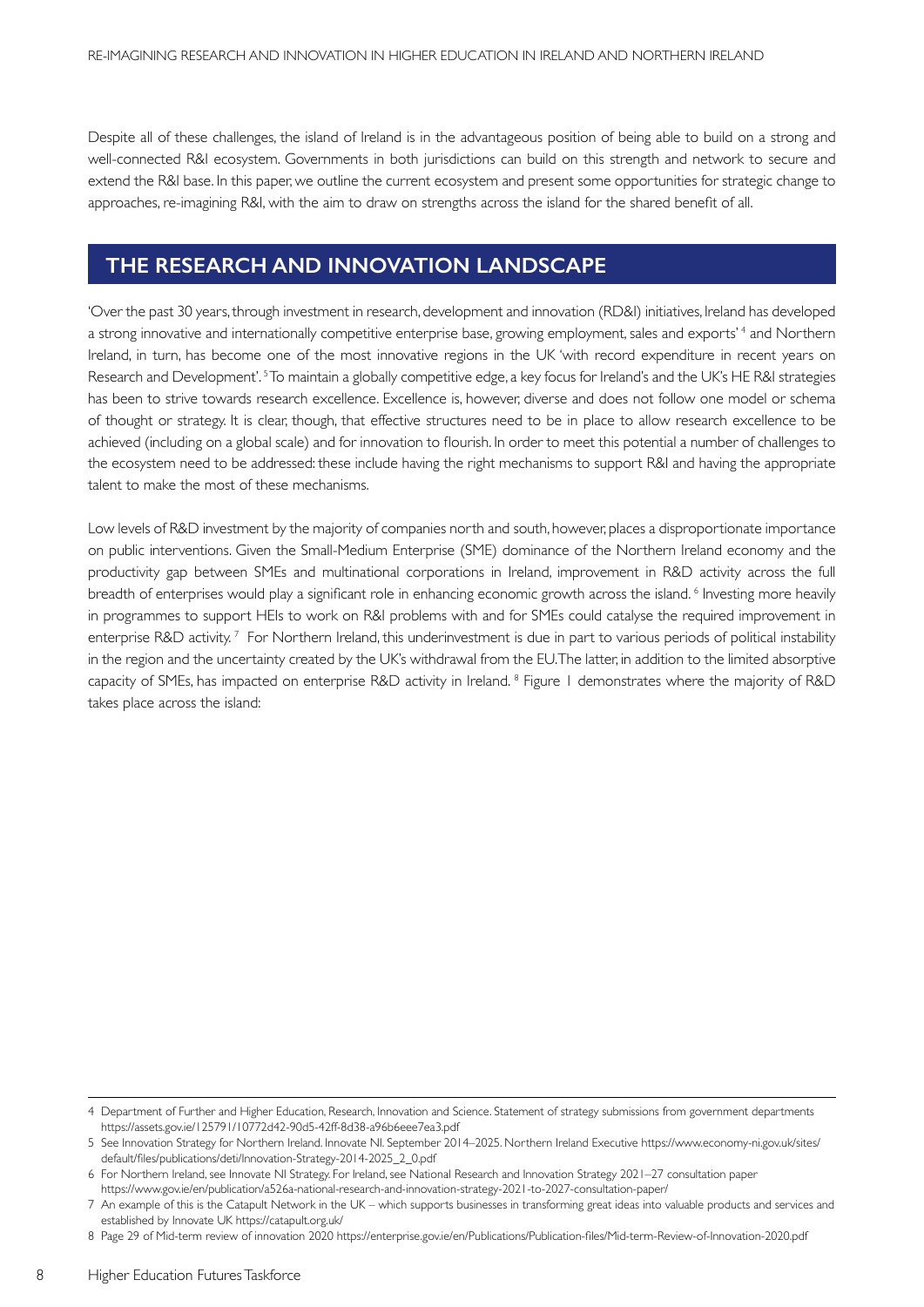Despite all of these challenges, the island of Ireland is in the advantageous position of being able to build on a strong and well-connected R&I ecosystem. Governments in both jurisdictions can build on this strength and network to secure and extend the R&I base. In this paper, we outline the current ecosystem and present some opportunities for strategic change to approaches, re-imagining R&I, with the aim to draw on strengths across the island for the shared benefit of all.

## THE RESEARCH AND INNOVATION LANDSCAPE

'Over the past 30 years, through investment in research, development and innovation (RD&I) initiatives, Ireland has developed a strong innovative and internationally competitive enterprise base, growing employment, sales and exports' [4] and Northern Ireland, in turn, has become one of the most innovative regions in the UK 'with record expenditure in recent years on Research and Development'. [5] To maintain a globally competitive edge, a key focus for Ireland's and the UK's HE R&I strategies has been to strive towards research excellence. Excellence is, however, diverse and does not follow one model or schema of thought or strategy. It is clear, though, that effective structures need to be in place to allow research excellence to be achieved (including on a global scale) and for innovation to flourish. In order to meet this potential a number of challenges to the ecosystem need to be addressed: these include having the right mechanisms to support R&I and having the appropriate talent to make the most of these mechanisms.

Low levels of R&D investment by the majority of companies north and south, however, places a disproportionate importance on public interventions. Given the Small-Medium Enterprise (SME) dominance of the Northern Ireland economy and the productivity gap between SMEs and multinational corporations in Ireland, improvement in R&D activity across the full breadth of enterprises would play a significant role in enhancing economic growth across the island. [6] Investing more heavily in programmes to support HEIs to work on R&I problems with and for SMEs could catalyse the required improvement in enterprise R&D activity. [7] For Northern Ireland, this underinvestment is due in part to various periods of political instability in the region and the uncertainty created by the UK's withdrawal from the EU. The latter, in addition to the limited absorptive capacity of SMEs, has impacted on enterprise R&D activity in Ireland. [8] Figure 1 demonstrates where the majority of R&D takes place across the island:

---

4 Department of Further and Higher Education, Research, Innovation and Science. Statement of strategy submissions from government departments https://assets.gov.ie/125791/10772d42-90d5-42ff-8d38-a96b6eee7ea3.pdf

5 See Innovation Strategy for Northern Ireland. Innovate NI. September 2014–2025. Northern Ireland Executive https://www.economy-ni.gov.uk/sites/default/files/publications/deti/Innovation-Strategy-2014-2025_2_0.pdf

6 For Northern Ireland, see Innovate NI Strategy. For Ireland, see National Research and Innovation Strategy 2021–27 consultation paper https://www.gov.ie/en/publication/a526a-national-research-and-innovation-strategy-2021-to-2027-consultation-paper/

7 An example of this is the Catapult Network in the UK – which supports businesses in transforming great ideas into valuable products and services and established by Innovate UK https://catapult.org.uk/

8 Page 29 of Mid-term review of innovation 2020 https://enterprise.gov.ie/en/Publications/Publication-files/Mid-term-Review-of-Innovation-2020.pdf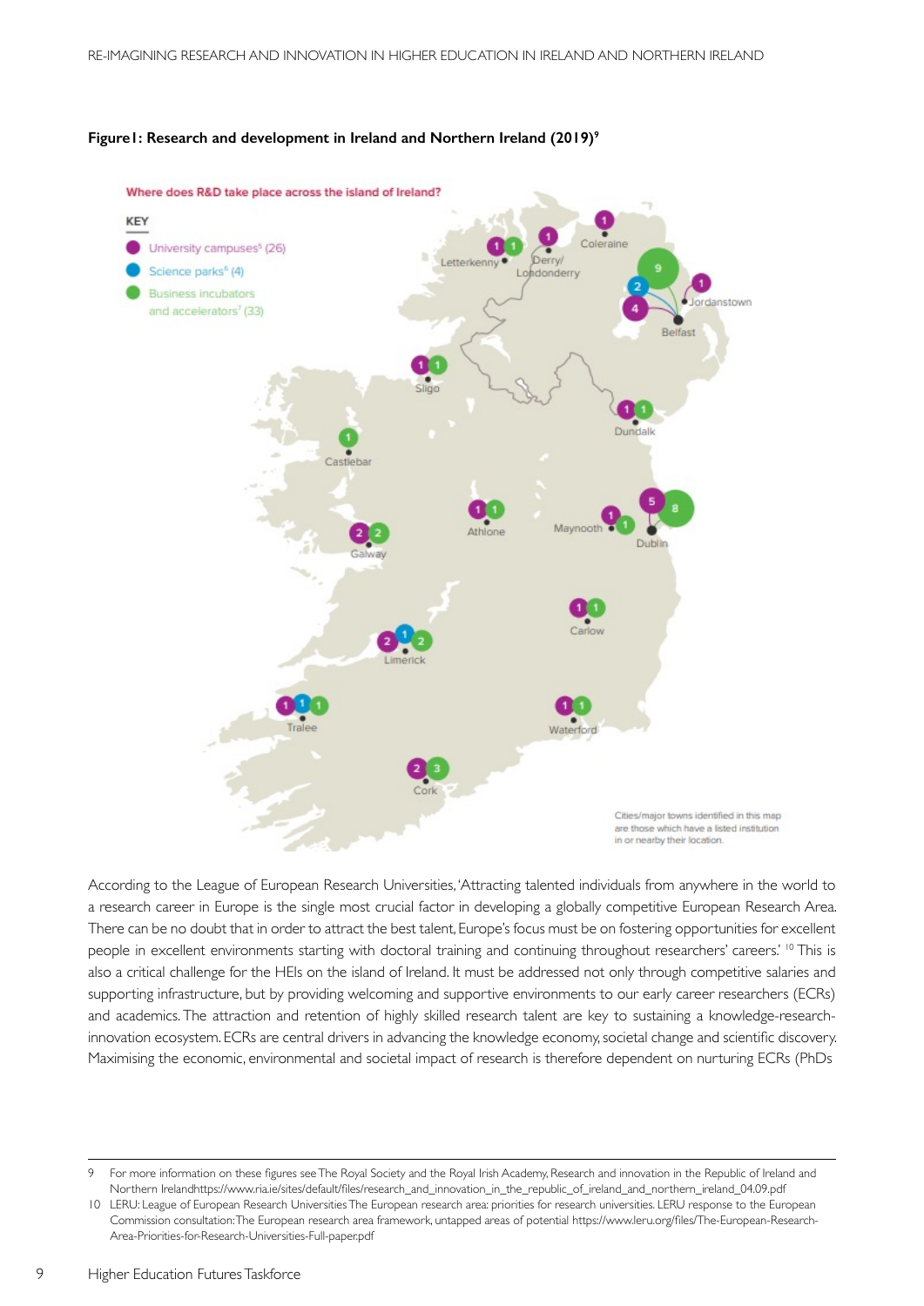**Figure1: Research and development in Ireland and Northern Ireland (2019)**[9]

Where does R&D take place across the island of Ireland?

KEY

- University campuses[5] (26)
- Science parks[6] (4)
- Business incubators and accelerators[7] (33)

Cities/major towns identified in this map are those which have a listed institution in or nearby their location.

According to the League of European Research Universities, 'Attracting talented individuals from anywhere in the world to a research career in Europe is the single most crucial factor in developing a globally competitive European Research Area. There can be no doubt that in order to attract the best talent, Europe's focus must be on fostering opportunities for excellent people in excellent environments starting with doctoral training and continuing throughout researchers' careers.' [10] This is also a critical challenge for the HEIs on the island of Ireland. It must be addressed not only through competitive salaries and supporting infrastructure, but by providing welcoming and supportive environments to our early career researchers (ECRs) and academics. The attraction and retention of highly skilled research talent are key to sustaining a knowledge-research-innovation ecosystem. ECRs are central drivers in advancing the knowledge economy, societal change and scientific discovery. Maximising the economic, environmental and societal impact of research is therefore dependent on nurturing ECRs (PhDs

---

9 For more information on these figures see The Royal Society and the Royal Irish Academy, Research and innovation in the Republic of Ireland and Northern Irelandhttps://www.ria.ie/sites/default/files/research_and_innovation_in_the_republic_of_ireland_and_northern_ireland_04.09.pdf

10 LERU: League of European Research Universities The European research area: priorities for research universities. LERU response to the European Commission consultation: The European research area framework, untapped areas of potential https://www.leru.org/files/The-European-Research-Area-Priorities-for-Research-Universities-Full-paper.pdf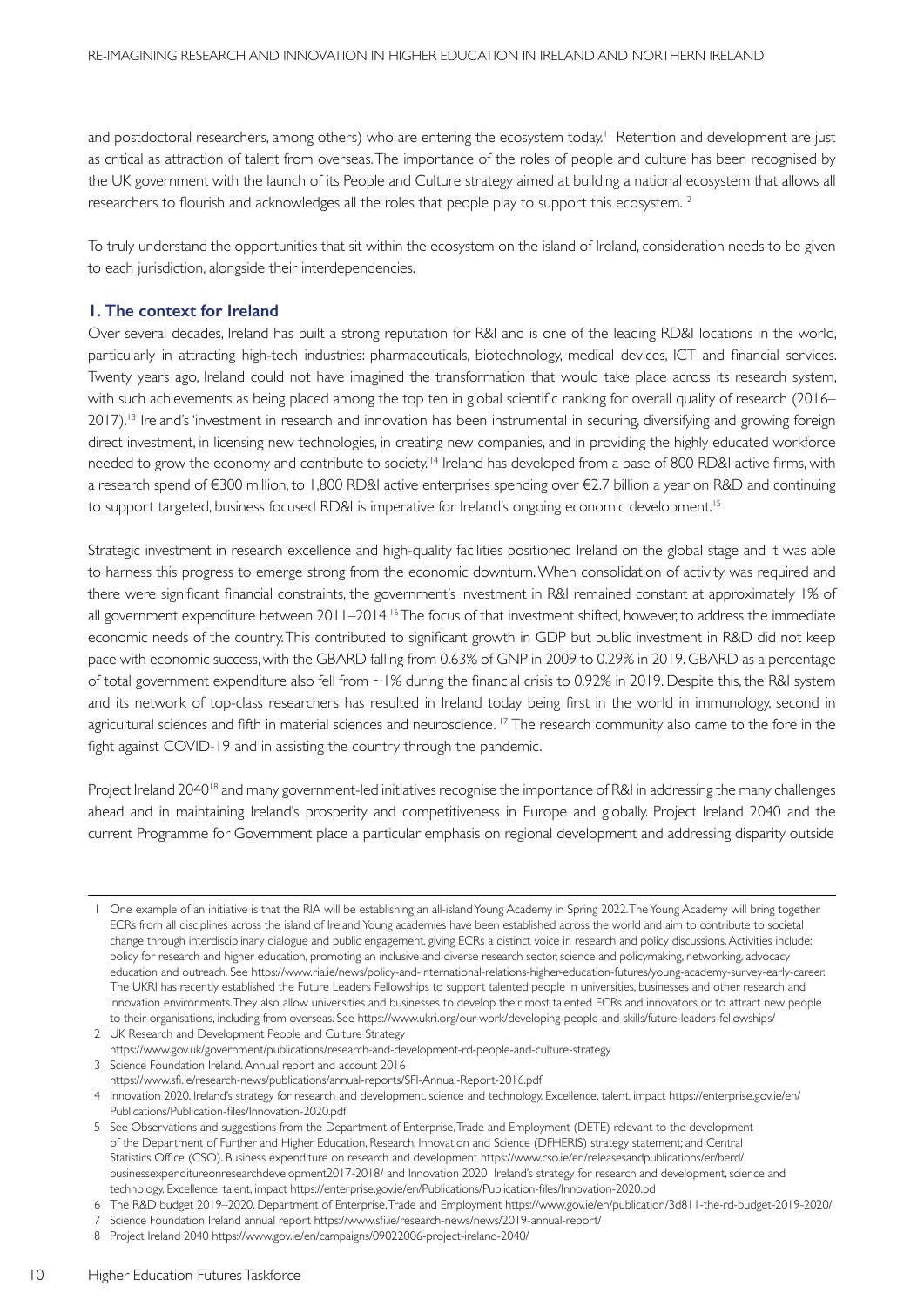and postdoctoral researchers, among others) who are entering the ecosystem today.[11] Retention and development are just as critical as attraction of talent from overseas. The importance of the roles of people and culture has been recognised by the UK government with the launch of its People and Culture strategy aimed at building a national ecosystem that allows all researchers to flourish and acknowledges all the roles that people play to support this ecosystem.[12]

To truly understand the opportunities that sit within the ecosystem on the island of Ireland, consideration needs to be given to each jurisdiction, alongside their interdependencies.

### 1. The context for Ireland

Over several decades, Ireland has built a strong reputation for R&I and is one of the leading RD&I locations in the world, particularly in attracting high-tech industries: pharmaceuticals, biotechnology, medical devices, ICT and financial services. Twenty years ago, Ireland could not have imagined the transformation that would take place across its research system, with such achievements as being placed among the top ten in global scientific ranking for overall quality of research (2016–2017).[13] Ireland's 'investment in research and innovation has been instrumental in securing, diversifying and growing foreign direct investment, in licensing new technologies, in creating new companies, and in providing the highly educated workforce needed to grow the economy and contribute to society.'[14] Ireland has developed from a base of 800 RD&I active firms, with a research spend of €300 million, to 1,800 RD&I active enterprises spending over €2.7 billion a year on R&D and continuing to support targeted, business focused RD&I is imperative for Ireland's ongoing economic development.[15]

Strategic investment in research excellence and high-quality facilities positioned Ireland on the global stage and it was able to harness this progress to emerge strong from the economic downturn. When consolidation of activity was required and there were significant financial constraints, the government's investment in R&I remained constant at approximately 1% of all government expenditure between 2011–2014.[16] The focus of that investment shifted, however, to address the immediate economic needs of the country. This contributed to significant growth in GDP but public investment in R&D did not keep pace with economic success, with the GBARD falling from 0.63% of GNP in 2009 to 0.29% in 2019. GBARD as a percentage of total government expenditure also fell from ~1% during the financial crisis to 0.92% in 2019. Despite this, the R&I system and its network of top-class researchers has resulted in Ireland today being first in the world in immunology, second in agricultural sciences and fifth in material sciences and neuroscience.[17] The research community also came to the fore in the fight against COVID-19 and in assisting the country through the pandemic.

Project Ireland 2040[18] and many government-led initiatives recognise the importance of R&I in addressing the many challenges ahead and in maintaining Ireland's prosperity and competitiveness in Europe and globally. Project Ireland 2040 and the current Programme for Government place a particular emphasis on regional development and addressing disparity outside

---

11 One example of an initiative is that the RIA will be establishing an all-island Young Academy in Spring 2022. The Young Academy will bring together ECRs from all disciplines across the island of Ireland. Young academies have been established across the world and aim to contribute to societal change through interdisciplinary dialogue and public engagement, giving ECRs a distinct voice in research and policy discussions. Activities include: policy for research and higher education, promoting an inclusive and diverse research sector, science and policymaking, networking, advocacy education and outreach. See https://www.ria.ie/news/policy-and-international-relations-higher-education-futures/young-academy-survey-early-career. The UKRI has recently established the Future Leaders Fellowships to support talented people in universities, businesses and other research and innovation environments. They also allow universities and businesses to develop their most talented ECRs and innovators or to attract new people to their organisations, including from overseas. See https://www.ukri.org/our-work/developing-people-and-skills/future-leaders-fellowships/

12 UK Research and Development People and Culture Strategy https://www.gov.uk/government/publications/research-and-development-rd-people-and-culture-strategy

13 Science Foundation Ireland. Annual report and account 2016 https://www.sfi.ie/research-news/publications/annual-reports/SFI-Annual-Report-2016.pdf

14 Innovation 2020, Ireland's strategy for research and development, science and technology. Excellence, talent, impact https://enterprise.gov.ie/en/Publications/Publication-files/Innovation-2020.pdf

15 See Observations and suggestions from the Department of Enterprise, Trade and Employment (DETE) relevant to the development of the Department of Further and Higher Education, Research, Innovation and Science (DFHERIS) strategy statement; and Central Statistics Office (CSO). Business expenditure on research and development https://www.cso.ie/en/releasesandpublications/er/berd/businessexpenditureonresearchdevelopment2017-2018/ and Innovation 2020 Ireland's strategy for research and development, science and technology. Excellence, talent, impact https://enterprise.gov.ie/en/Publications/Publication-files/Innovation-2020.pd

16 The R&D budget 2019–2020. Department of Enterprise, Trade and Employment https://www.gov.ie/en/publication/3d811-the-rd-budget-2019-2020/

17 Science Foundation Ireland annual report https://www.sfi.ie/research-news/news/2019-annual-report/

18 Project Ireland 2040 https://www.gov.ie/en/campaigns/09022006-project-ireland-2040/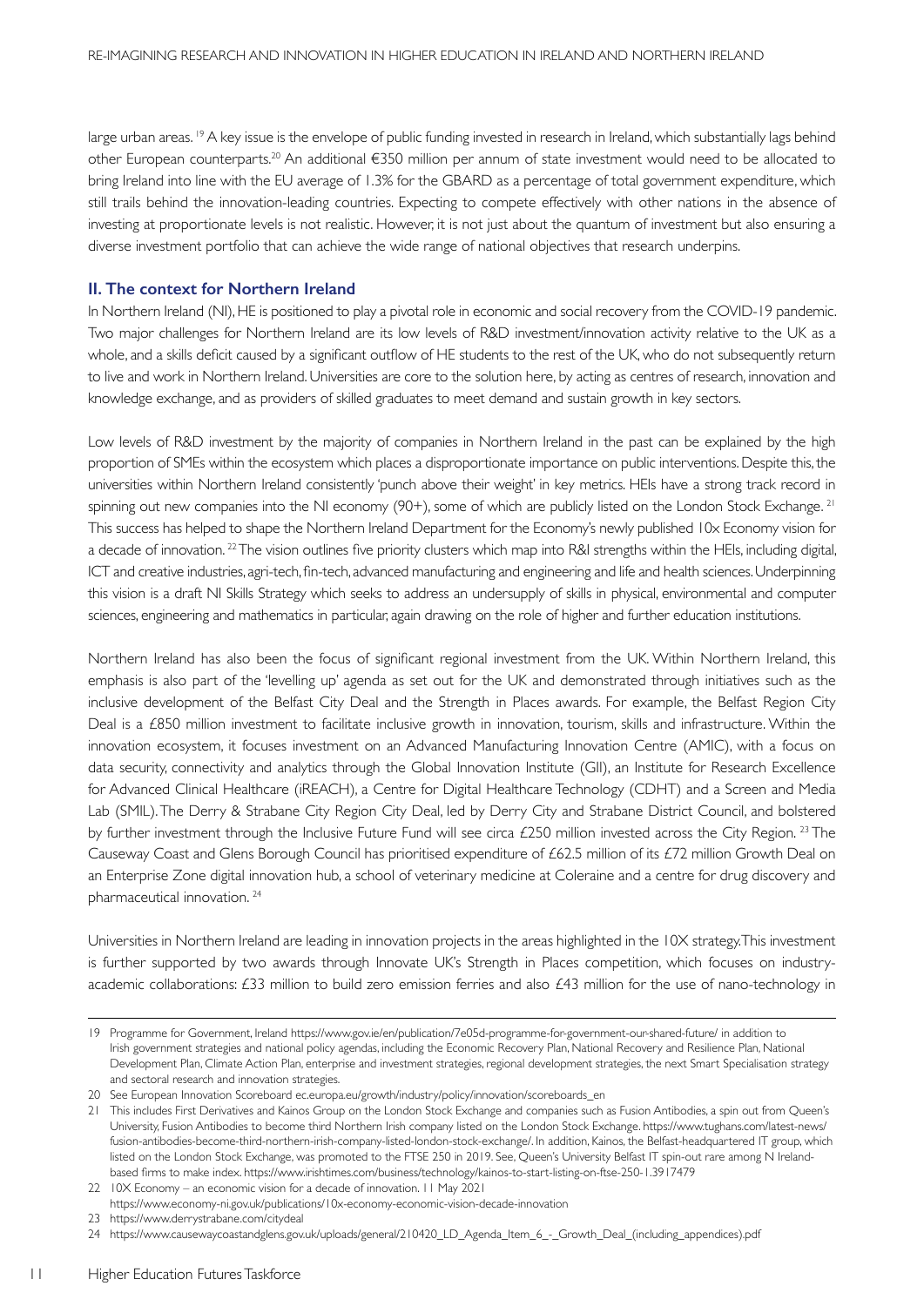large urban areas. [19] A key issue is the envelope of public funding invested in research in Ireland, which substantially lags behind other European counterparts.[20] An additional €350 million per annum of state investment would need to be allocated to bring Ireland into line with the EU average of 1.3% for the GBARD as a percentage of total government expenditure, which still trails behind the innovation-leading countries. Expecting to compete effectively with other nations in the absence of investing at proportionate levels is not realistic. However, it is not just about the quantum of investment but also ensuring a diverse investment portfolio that can achieve the wide range of national objectives that research underpins.

## II. The context for Northern Ireland

In Northern Ireland (NI), HE is positioned to play a pivotal role in economic and social recovery from the COVID-19 pandemic. Two major challenges for Northern Ireland are its low levels of R&D investment/innovation activity relative to the UK as a whole, and a skills deficit caused by a significant outflow of HE students to the rest of the UK, who do not subsequently return to live and work in Northern Ireland. Universities are core to the solution here, by acting as centres of research, innovation and knowledge exchange, and as providers of skilled graduates to meet demand and sustain growth in key sectors.

Low levels of R&D investment by the majority of companies in Northern Ireland in the past can be explained by the high proportion of SMEs within the ecosystem which places a disproportionate importance on public interventions. Despite this, the universities within Northern Ireland consistently 'punch above their weight' in key metrics. HEIs have a strong track record in spinning out new companies into the NI economy (90+), some of which are publicly listed on the London Stock Exchange. [21] This success has helped to shape the Northern Ireland Department for the Economy's newly published 10x Economy vision for a decade of innovation. [22] The vision outlines five priority clusters which map into R&I strengths within the HEIs, including digital, ICT and creative industries, agri-tech, fin-tech, advanced manufacturing and engineering and life and health sciences. Underpinning this vision is a draft NI Skills Strategy which seeks to address an undersupply of skills in physical, environmental and computer sciences, engineering and mathematics in particular, again drawing on the role of higher and further education institutions.

Northern Ireland has also been the focus of significant regional investment from the UK. Within Northern Ireland, this emphasis is also part of the 'levelling up' agenda as set out for the UK and demonstrated through initiatives such as the inclusive development of the Belfast City Deal and the Strength in Places awards. For example, the Belfast Region City Deal is a £850 million investment to facilitate inclusive growth in innovation, tourism, skills and infrastructure. Within the innovation ecosystem, it focuses investment on an Advanced Manufacturing Innovation Centre (AMIC), with a focus on data security, connectivity and analytics through the Global Innovation Institute (GII), an Institute for Research Excellence for Advanced Clinical Healthcare (iREACH), a Centre for Digital Healthcare Technology (CDHT) and a Screen and Media Lab (SMIL). The Derry & Strabane City Region City Deal, led by Derry City and Strabane District Council, and bolstered by further investment through the Inclusive Future Fund will see circa £250 million invested across the City Region. [23] The Causeway Coast and Glens Borough Council has prioritised expenditure of £62.5 million of its £72 million Growth Deal on an Enterprise Zone digital innovation hub, a school of veterinary medicine at Coleraine and a centre for drug discovery and pharmaceutical innovation. [24]

Universities in Northern Ireland are leading in innovation projects in the areas highlighted in the 10X strategy. This investment is further supported by two awards through Innovate UK's Strength in Places competition, which focuses on industry-academic collaborations: £33 million to build zero emission ferries and also £43 million for the use of nano-technology in

---

19 Programme for Government, Ireland https://www.gov.ie/en/publication/7e05d-programme-for-government-our-shared-future/ in addition to Irish government strategies and national policy agendas, including the Economic Recovery Plan, National Recovery and Resilience Plan, National Development Plan, Climate Action Plan, enterprise and investment strategies, regional development strategies, the next Smart Specialisation strategy and sectoral research and innovation strategies.

20 See European Innovation Scoreboard ec.europa.eu/growth/industry/policy/innovation/scoreboards_en

21 This includes First Derivatives and Kainos Group on the London Stock Exchange and companies such as Fusion Antibodies, a spin out from Queen's University, Fusion Antibodies to become third Northern Irish company listed on the London Stock Exchange. https://www.tughans.com/latest-news/fusion-antibodies-become-third-northern-irish-company-listed-london-stock-exchange/. In addition, Kainos, the Belfast-headquartered IT group, which listed on the London Stock Exchange, was promoted to the FTSE 250 in 2019. See, Queen's University Belfast IT spin-out rare among N Ireland-based firms to make index. https://www.irishtimes.com/business/technology/kainos-to-start-listing-on-ftse-250-1.3917479

22 10X Economy – an economic vision for a decade of innovation. 11 May 2021 https://www.economy-ni.gov.uk/publications/10x-economy-economic-vision-decade-innovation

23 https://www.derrystrabane.com/citydeal

24 https://www.causewaycoastandglens.gov.uk/uploads/general/210420_LD_Agenda_Item_6_-_Growth_Deal_(including_appendices).pdf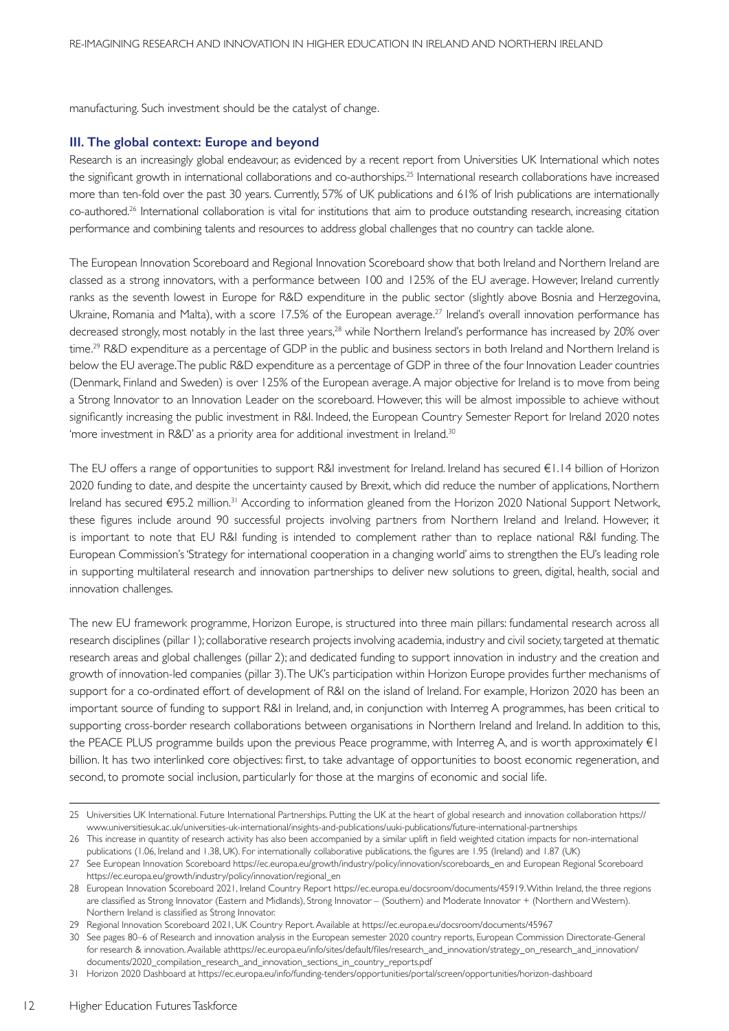manufacturing. Such investment should be the catalyst of change.

### III. The global context: Europe and beyond

Research is an increasingly global endeavour, as evidenced by a recent report from Universities UK International which notes the significant growth in international collaborations and co-authorships.[25] International research collaborations have increased more than ten-fold over the past 30 years. Currently, 57% of UK publications and 61% of Irish publications are internationally co-authored.[26] International collaboration is vital for institutions that aim to produce outstanding research, increasing citation performance and combining talents and resources to address global challenges that no country can tackle alone.

The European Innovation Scoreboard and Regional Innovation Scoreboard show that both Ireland and Northern Ireland are classed as a strong innovators, with a performance between 100 and 125% of the EU average. However, Ireland currently ranks as the seventh lowest in Europe for R&D expenditure in the public sector (slightly above Bosnia and Herzegovina, Ukraine, Romania and Malta), with a score 17.5% of the European average.[27] Ireland's overall innovation performance has decreased strongly, most notably in the last three years,[28] while Northern Ireland's performance has increased by 20% over time.[29] R&D expenditure as a percentage of GDP in the public and business sectors in both Ireland and Northern Ireland is below the EU average. The public R&D expenditure as a percentage of GDP in three of the four Innovation Leader countries (Denmark, Finland and Sweden) is over 125% of the European average. A major objective for Ireland is to move from being a Strong Innovator to an Innovation Leader on the scoreboard. However, this will be almost impossible to achieve without significantly increasing the public investment in R&I. Indeed, the European Country Semester Report for Ireland 2020 notes 'more investment in R&D' as a priority area for additional investment in Ireland.[30]

The EU offers a range of opportunities to support R&I investment for Ireland. Ireland has secured €1.14 billion of Horizon 2020 funding to date, and despite the uncertainty caused by Brexit, which did reduce the number of applications, Northern Ireland has secured €95.2 million.[31] According to information gleaned from the Horizon 2020 National Support Network, these figures include around 90 successful projects involving partners from Northern Ireland and Ireland. However, it is important to note that EU R&I funding is intended to complement rather than to replace national R&I funding. The European Commission's 'Strategy for international cooperation in a changing world' aims to strengthen the EU's leading role in supporting multilateral research and innovation partnerships to deliver new solutions to green, digital, health, social and innovation challenges.

The new EU framework programme, Horizon Europe, is structured into three main pillars: fundamental research across all research disciplines (pillar 1); collaborative research projects involving academia, industry and civil society, targeted at thematic research areas and global challenges (pillar 2); and dedicated funding to support innovation in industry and the creation and growth of innovation-led companies (pillar 3). The UK's participation within Horizon Europe provides further mechanisms of support for a co-ordinated effort of development of R&I on the island of Ireland. For example, Horizon 2020 has been an important source of funding to support R&I in Ireland, and, in conjunction with Interreg A programmes, has been critical to supporting cross-border research collaborations between organisations in Northern Ireland and Ireland. In addition to this, the PEACE PLUS programme builds upon the previous Peace programme, with Interreg A, and is worth approximately €1 billion. It has two interlinked core objectives: first, to take advantage of opportunities to boost economic regeneration, and second, to promote social inclusion, particularly for those at the margins of economic and social life.

---

25 Universities UK International. Future International Partnerships. Putting the UK at the heart of global research and innovation collaboration https://www.universitiesuk.ac.uk/universities-uk-international/insights-and-publications/uuki-publications/future-international-partnerships

26 This increase in quantity of research activity has also been accompanied by a similar uplift in field weighted citation impacts for non-international publications (1.06, Ireland and 1.38, UK). For internationally collaborative publications, the figures are 1.95 (Ireland) and 1.87 (UK)

27 See European Innovation Scoreboard https://ec.europa.eu/growth/industry/policy/innovation/scoreboards_en and European Regional Scoreboard https://ec.europa.eu/growth/industry/policy/innovation/regional_en

28 European Innovation Scoreboard 2021, Ireland Country Report https://ec.europa.eu/docsroom/documents/45919. Within Ireland, the three regions are classified as Strong Innovator (Eastern and Midlands), Strong Innovator – (Southern) and Moderate Innovator + (Northern and Western). Northern Ireland is classified as Strong Innovator.

29 Regional Innovation Scoreboard 2021, UK Country Report. Available at https://ec.europa.eu/docsroom/documents/45967

30 See pages 80–6 of Research and innovation analysis in the European semester 2020 country reports, European Commission Directorate-General for research & innovation. Available athttps://ec.europa.eu/info/sites/default/files/research_and_innovation/strategy_on_research_and_innovation/documents/2020_compilation_research_and_innovation_sections_in_country_reports.pdf

31 Horizon 2020 Dashboard at https://ec.europa.eu/info/funding-tenders/opportunities/portal/screen/opportunities/horizon-dashboard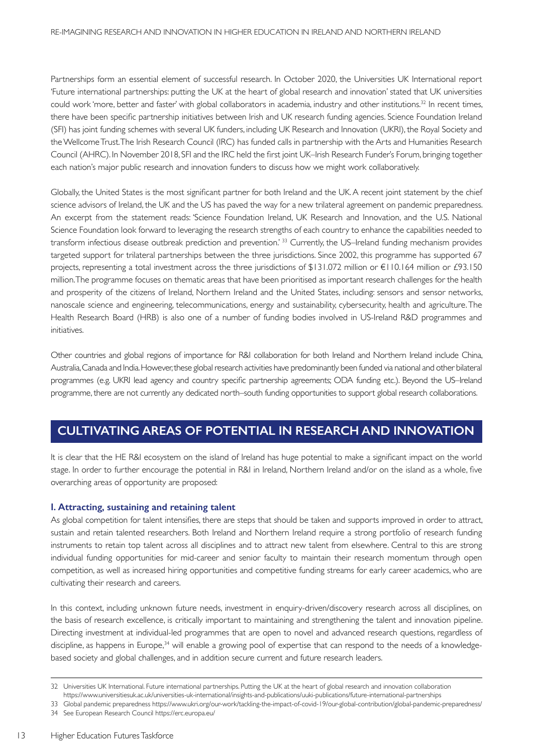Partnerships form an essential element of successful research. In October 2020, the Universities UK International report 'Future international partnerships: putting the UK at the heart of global research and innovation' stated that UK universities could work 'more, better and faster' with global collaborators in academia, industry and other institutions.[32] In recent times, there have been specific partnership initiatives between Irish and UK research funding agencies. Science Foundation Ireland (SFI) has joint funding schemes with several UK funders, including UK Research and Innovation (UKRI), the Royal Society and the Wellcome Trust. The Irish Research Council (IRC) has funded calls in partnership with the Arts and Humanities Research Council (AHRC). In November 2018, SFI and the IRC held the first joint UK–Irish Research Funder's Forum, bringing together each nation's major public research and innovation funders to discuss how we might work collaboratively.

Globally, the United States is the most significant partner for both Ireland and the UK. A recent joint statement by the chief science advisors of Ireland, the UK and the US has paved the way for a new trilateral agreement on pandemic preparedness. An excerpt from the statement reads: 'Science Foundation Ireland, UK Research and Innovation, and the U.S. National Science Foundation look forward to leveraging the research strengths of each country to enhance the capabilities needed to transform infectious disease outbreak prediction and prevention.'[33] Currently, the US–Ireland funding mechanism provides targeted support for trilateral partnerships between the three jurisdictions. Since 2002, this programme has supported 67 projects, representing a total investment across the three jurisdictions of $131.072 million or €110.164 million or £93.150 million. The programme focuses on thematic areas that have been prioritised as important research challenges for the health and prosperity of the citizens of Ireland, Northern Ireland and the United States, including: sensors and sensor networks, nanoscale science and engineering, telecommunications, energy and sustainability, cybersecurity, health and agriculture. The Health Research Board (HRB) is also one of a number of funding bodies involved in US-Ireland R&D programmes and initiatives.

Other countries and global regions of importance for R&I collaboration for both Ireland and Northern Ireland include China, Australia, Canada and India. However, these global research activities have predominantly been funded via national and other bilateral programmes (e.g. UKRI lead agency and country specific partnership agreements; ODA funding etc.). Beyond the US–Ireland programme, there are not currently any dedicated north–south funding opportunities to support global research collaborations.

## CULTIVATING AREAS OF POTENTIAL IN RESEARCH AND INNOVATION

It is clear that the HE R&I ecosystem on the island of Ireland has huge potential to make a significant impact on the world stage. In order to further encourage the potential in R&I in Ireland, Northern Ireland and/or on the island as a whole, five overarching areas of opportunity are proposed:

### I. Attracting, sustaining and retaining talent

As global competition for talent intensifies, there are steps that should be taken and supports improved in order to attract, sustain and retain talented researchers. Both Ireland and Northern Ireland require a strong portfolio of research funding instruments to retain top talent across all disciplines and to attract new talent from elsewhere. Central to this are strong individual funding opportunities for mid-career and senior faculty to maintain their research momentum through open competition, as well as increased hiring opportunities and competitive funding streams for early career academics, who are cultivating their research and careers.

In this context, including unknown future needs, investment in enquiry-driven/discovery research across all disciplines, on the basis of research excellence, is critically important to maintaining and strengthening the talent and innovation pipeline. Directing investment at individual-led programmes that are open to novel and advanced research questions, regardless of discipline, as happens in Europe,[34] will enable a growing pool of expertise that can respond to the needs of a knowledge-based society and global challenges, and in addition secure current and future research leaders.

---

32 Universities UK International. Future international partnerships. Putting the UK at the heart of global research and innovation collaboration https://www.universitiesuk.ac.uk/universities-uk-international/insights-and-publications/uuki-publications/future-international-partnerships

33 Global pandemic preparedness https://www.ukri.org/our-work/tackling-the-impact-of-covid-19/our-global-contribution/global-pandemic-preparedness/

34 See European Research Council https://erc.europa.eu/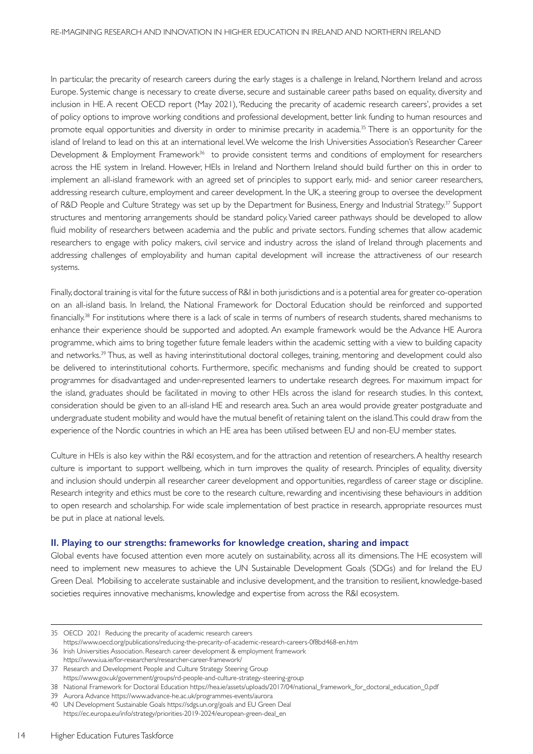In particular, the precarity of research careers during the early stages is a challenge in Ireland, Northern Ireland and across Europe. Systemic change is necessary to create diverse, secure and sustainable career paths based on equality, diversity and inclusion in HE. A recent OECD report (May 2021), 'Reducing the precarity of academic research careers', provides a set of policy options to improve working conditions and professional development, better link funding to human resources and promote equal opportunities and diversity in order to minimise precarity in academia.[35] There is an opportunity for the island of Ireland to lead on this at an international level. We welcome the Irish Universities Association's Researcher Career Development & Employment Framework[36] to provide consistent terms and conditions of employment for researchers across the HE system in Ireland. However, HEIs in Ireland and Northern Ireland should build further on this in order to implement an all-island framework with an agreed set of principles to support early, mid- and senior career researchers, addressing research culture, employment and career development. In the UK, a steering group to oversee the development of R&D People and Culture Strategy was set up by the Department for Business, Energy and Industrial Strategy.[37] Support structures and mentoring arrangements should be standard policy. Varied career pathways should be developed to allow fluid mobility of researchers between academia and the public and private sectors. Funding schemes that allow academic researchers to engage with policy makers, civil service and industry across the island of Ireland through placements and addressing challenges of employability and human capital development will increase the attractiveness of our research systems.

Finally, doctoral training is vital for the future success of R&I in both jurisdictions and is a potential area for greater co-operation on an all-island basis. In Ireland, the National Framework for Doctoral Education should be reinforced and supported financially.[38] For institutions where there is a lack of scale in terms of numbers of research students, shared mechanisms to enhance their experience should be supported and adopted. An example framework would be the Advance HE Aurora programme, which aims to bring together future female leaders within the academic setting with a view to building capacity and networks.[39] Thus, as well as having interinstitutional doctoral colleges, training, mentoring and development could also be delivered to interinstitutional cohorts. Furthermore, specific mechanisms and funding should be created to support programmes for disadvantaged and under-represented learners to undertake research degrees. For maximum impact for the island, graduates should be facilitated in moving to other HEIs across the island for research studies. In this context, consideration should be given to an all-island HE and research area. Such an area would provide greater postgraduate and undergraduate student mobility and would have the mutual benefit of retaining talent on the island. This could draw from the experience of the Nordic countries in which an HE area has been utilised between EU and non-EU member states.

Culture in HEIs is also key within the R&I ecosystem, and for the attraction and retention of researchers. A healthy research culture is important to support wellbeing, which in turn improves the quality of research. Principles of equality, diversity and inclusion should underpin all researcher career development and opportunities, regardless of career stage or discipline. Research integrity and ethics must be core to the research culture, rewarding and incentivising these behaviours in addition to open research and scholarship. For wide scale implementation of best practice in research, appropriate resources must be put in place at national levels.

## II. Playing to our strengths: frameworks for knowledge creation, sharing and impact

Global events have focused attention even more acutely on sustainability, across all its dimensions. The HE ecosystem will need to implement new measures to achieve the UN Sustainable Development Goals (SDGs) and for Ireland the EU Green Deal. Mobilising to accelerate sustainable and inclusive development, and the transition to resilient, knowledge-based societies requires innovative mechanisms, knowledge and expertise from across the R&I ecosystem.

---

35 OECD 2021 Reducing the precarity of academic research careers https://www.oecd.org/publications/reducing-the-precarity-of-academic-research-careers-0f8bd468-en.htm

36 Irish Universities Association. Research career development & employment framework https://www.iua.ie/for-researchers/researcher-career-framework/

37 Research and Development People and Culture Strategy Steering Group https://www.gov.uk/government/groups/rd-people-and-culture-strategy-steering-group

38 National Framework for Doctoral Education https://hea.ie/assets/uploads/2017/04/national_framework_for_doctoral_education_0.pdf

39 Aurora Advance https://www.advance-he.ac.uk/programmes-events/aurora

40 UN Development Sustainable Goals https://sdgs.un.org/goals and EU Green Deal https://ec.europa.eu/info/strategy/priorities-2019-2024/european-green-deal_en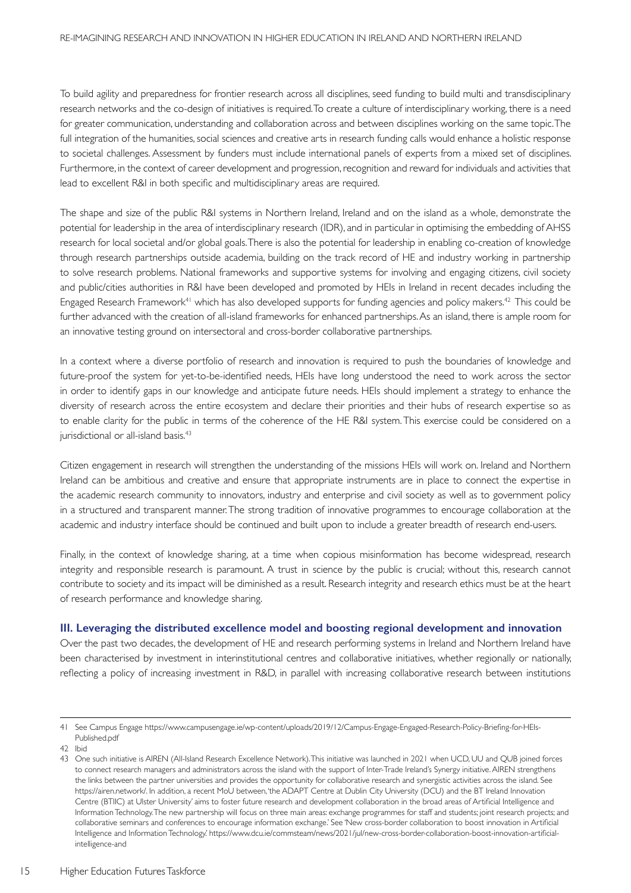To build agility and preparedness for frontier research across all disciplines, seed funding to build multi and transdisciplinary research networks and the co-design of initiatives is required. To create a culture of interdisciplinary working, there is a need for greater communication, understanding and collaboration across and between disciplines working on the same topic. The full integration of the humanities, social sciences and creative arts in research funding calls would enhance a holistic response to societal challenges. Assessment by funders must include international panels of experts from a mixed set of disciplines. Furthermore, in the context of career development and progression, recognition and reward for individuals and activities that lead to excellent R&I in both specific and multidisciplinary areas are required.

The shape and size of the public R&I systems in Northern Ireland, Ireland and on the island as a whole, demonstrate the potential for leadership in the area of interdisciplinary research (IDR), and in particular in optimising the embedding of AHSS research for local societal and/or global goals. There is also the potential for leadership in enabling co-creation of knowledge through research partnerships outside academia, building on the track record of HE and industry working in partnership to solve research problems. National frameworks and supportive systems for involving and engaging citizens, civil society and public/cities authorities in R&I have been developed and promoted by HEIs in Ireland in recent decades including the Engaged Research Framework[41] which has also developed supports for funding agencies and policy makers.[42] This could be further advanced with the creation of all-island frameworks for enhanced partnerships. As an island, there is ample room for an innovative testing ground on intersectoral and cross-border collaborative partnerships.

In a context where a diverse portfolio of research and innovation is required to push the boundaries of knowledge and future-proof the system for yet-to-be-identified needs, HEIs have long understood the need to work across the sector in order to identify gaps in our knowledge and anticipate future needs. HEIs should implement a strategy to enhance the diversity of research across the entire ecosystem and declare their priorities and their hubs of research expertise so as to enable clarity for the public in terms of the coherence of the HE R&I system. This exercise could be considered on a jurisdictional or all-island basis.[43]

Citizen engagement in research will strengthen the understanding of the missions HEIs will work on. Ireland and Northern Ireland can be ambitious and creative and ensure that appropriate instruments are in place to connect the expertise in the academic research community to innovators, industry and enterprise and civil society as well as to government policy in a structured and transparent manner. The strong tradition of innovative programmes to encourage collaboration at the academic and industry interface should be continued and built upon to include a greater breadth of research end-users.

Finally, in the context of knowledge sharing, at a time when copious misinformation has become widespread, research integrity and responsible research is paramount. A trust in science by the public is crucial; without this, research cannot contribute to society and its impact will be diminished as a result. Research integrity and research ethics must be at the heart of research performance and knowledge sharing.

### III. Leveraging the distributed excellence model and boosting regional development and innovation

Over the past two decades, the development of HE and research performing systems in Ireland and Northern Ireland have been characterised by investment in interinstitutional centres and collaborative initiatives, whether regionally or nationally, reflecting a policy of increasing investment in R&D, in parallel with increasing collaborative research between institutions

---

41 See Campus Engage https://www.campusengage.ie/wp-content/uploads/2019/12/Campus-Engage-Engaged-Research-Policy-Briefing-for-HEIs-Published.pdf

42 Ibid

43 One such initiative is AIREN (All-Island Research Excellence Network). This initiative was launched in 2021 when UCD, UU and QUB joined forces to connect research managers and administrators across the island with the support of Inter-Trade Ireland's Synergy initiative. AIREN strengthens the links between the partner universities and provides the opportunity for collaborative research and synergistic activities across the island. See https://airen.network/. In addition, a recent MoU between, 'the ADAPT Centre at Dublin City University (DCU) and the BT Ireland Innovation Centre (BTIIC) at Ulster University' aims to foster future research and development collaboration in the broad areas of Artificial Intelligence and Information Technology. The new partnership will focus on three main areas: exchange programmes for staff and students; joint research projects; and collaborative seminars and conferences to encourage information exchange.' See 'New cross-border collaboration to boost innovation in Artificial Intelligence and Information Technology.' https://www.dcu.ie/commsteam/news/2021/jul/new-cross-border-collaboration-boost-innovation-artificial-intelligence-and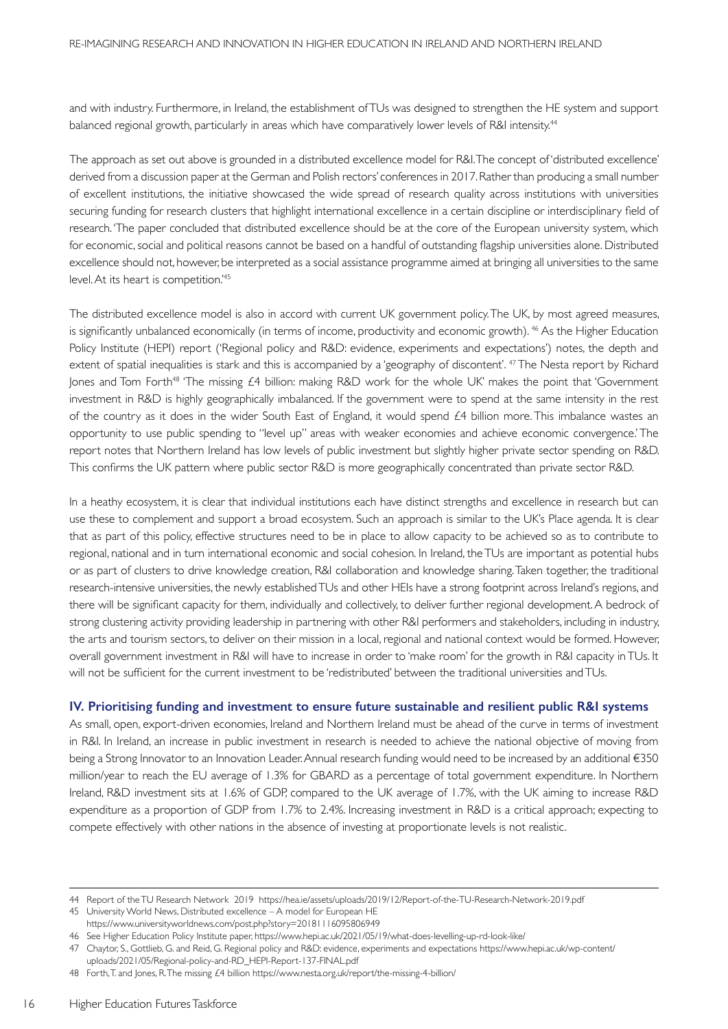and with industry. Furthermore, in Ireland, the establishment of TUs was designed to strengthen the HE system and support balanced regional growth, particularly in areas which have comparatively lower levels of R&I intensity.[44]

The approach as set out above is grounded in a distributed excellence model for R&I. The concept of 'distributed excellence' derived from a discussion paper at the German and Polish rectors' conferences in 2017. Rather than producing a small number of excellent institutions, the initiative showcased the wide spread of research quality across institutions with universities securing funding for research clusters that highlight international excellence in a certain discipline or interdisciplinary field of research. 'The paper concluded that distributed excellence should be at the core of the European university system, which for economic, social and political reasons cannot be based on a handful of outstanding flagship universities alone. Distributed excellence should not, however, be interpreted as a social assistance programme aimed at bringing all universities to the same level. At its heart is competition.'[45]

The distributed excellence model is also in accord with current UK government policy. The UK, by most agreed measures, is significantly unbalanced economically (in terms of income, productivity and economic growth).[46] As the Higher Education Policy Institute (HEPI) report ('Regional policy and R&D: evidence, experiments and expectations') notes, the depth and extent of spatial inequalities is stark and this is accompanied by a 'geography of discontent'.[47] The Nesta report by Richard Jones and Tom Forth[48] 'The missing £4 billion: making R&D work for the whole UK' makes the point that 'Government investment in R&D is highly geographically imbalanced. If the government were to spend at the same intensity in the rest of the country as it does in the wider South East of England, it would spend £4 billion more. This imbalance wastes an opportunity to use public spending to "level up" areas with weaker economies and achieve economic convergence.' The report notes that Northern Ireland has low levels of public investment but slightly higher private sector spending on R&D. This confirms the UK pattern where public sector R&D is more geographically concentrated than private sector R&D.

In a heathy ecosystem, it is clear that individual institutions each have distinct strengths and excellence in research but can use these to complement and support a broad ecosystem. Such an approach is similar to the UK's Place agenda. It is clear that as part of this policy, effective structures need to be in place to allow capacity to be achieved so as to contribute to regional, national and in turn international economic and social cohesion. In Ireland, the TUs are important as potential hubs or as part of clusters to drive knowledge creation, R&I collaboration and knowledge sharing. Taken together, the traditional research-intensive universities, the newly established TUs and other HEIs have a strong footprint across Ireland's regions, and there will be significant capacity for them, individually and collectively, to deliver further regional development. A bedrock of strong clustering activity providing leadership in partnering with other R&I performers and stakeholders, including in industry, the arts and tourism sectors, to deliver on their mission in a local, regional and national context would be formed. However, overall government investment in R&I will have to increase in order to 'make room' for the growth in R&I capacity in TUs. It will not be sufficient for the current investment to be 'redistributed' between the traditional universities and TUs.

### IV. Prioritising funding and investment to ensure future sustainable and resilient public R&I systems

As small, open, export-driven economies, Ireland and Northern Ireland must be ahead of the curve in terms of investment in R&I. In Ireland, an increase in public investment in research is needed to achieve the national objective of moving from being a Strong Innovator to an Innovation Leader. Annual research funding would need to be increased by an additional €350 million/year to reach the EU average of 1.3% for GBARD as a percentage of total government expenditure. In Northern Ireland, R&D investment sits at 1.6% of GDP, compared to the UK average of 1.7%, with the UK aiming to increase R&D expenditure as a proportion of GDP from 1.7% to 2.4%. Increasing investment in R&D is a critical approach; expecting to compete effectively with other nations in the absence of investing at proportionate levels is not realistic.

---

44 Report of the TU Research Network 2019 https://hea.ie/assets/uploads/2019/12/Report-of-the-TU-Research-Network-2019.pdf

45 University World News, Distributed excellence – A model for European HE https://www.universityworldnews.com/post.php?story=20181116095806949

46 See Higher Education Policy Institute paper, https://www.hepi.ac.uk/2021/05/19/what-does-levelling-up-rd-look-like/

47 Chaytor, S., Gottlieb, G. and Reid, G. Regional policy and R&D: evidence, experiments and expectations https://www.hepi.ac.uk/wp-content/uploads/2021/05/Regional-policy-and-RD_HEPI-Report-137-FINAL.pdf

48 Forth, T. and Jones, R. The missing £4 billion https://www.nesta.org.uk/report/the-missing-4-billion/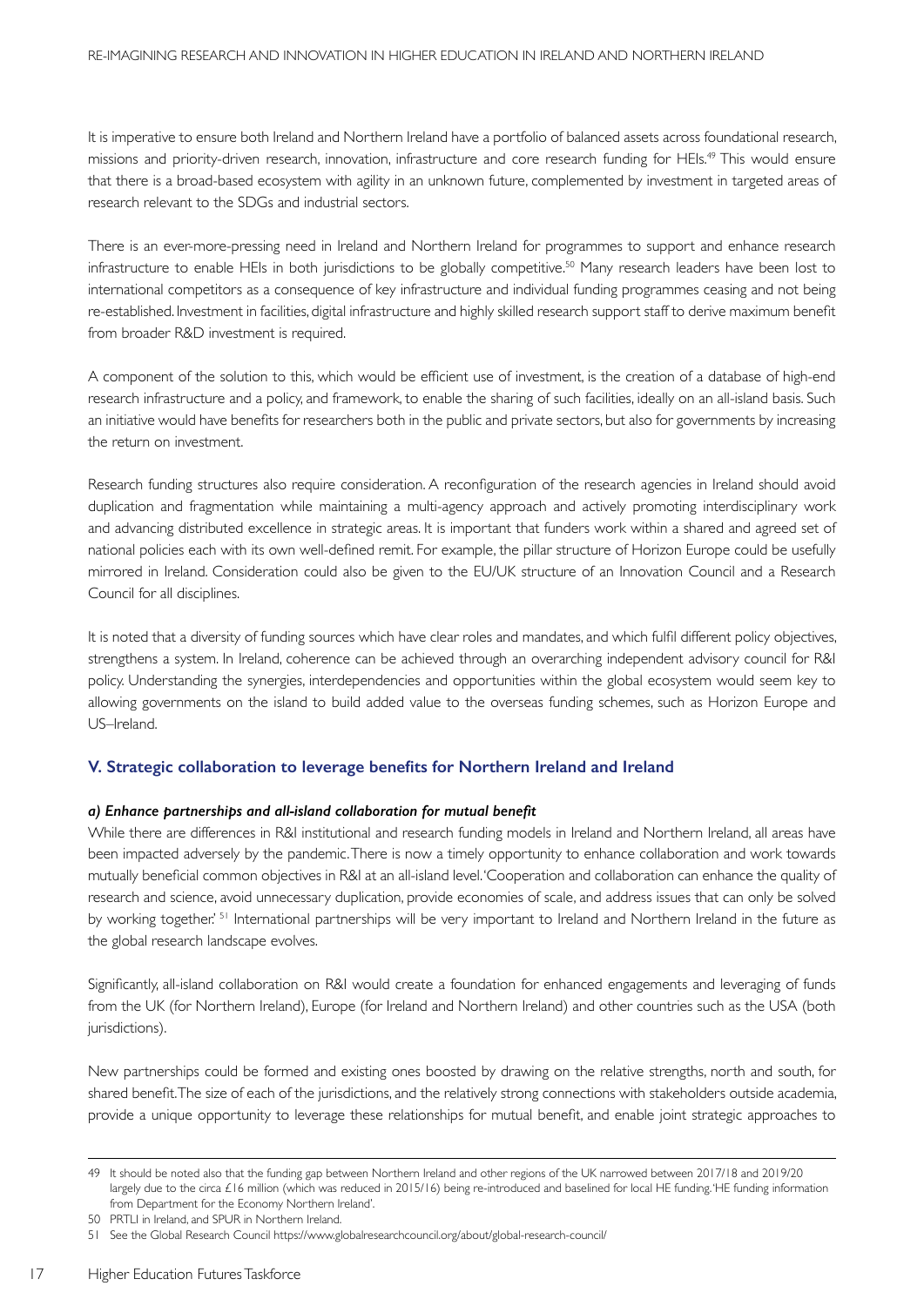It is imperative to ensure both Ireland and Northern Ireland have a portfolio of balanced assets across foundational research, missions and priority-driven research, innovation, infrastructure and core research funding for HEIs.[49] This would ensure that there is a broad-based ecosystem with agility in an unknown future, complemented by investment in targeted areas of research relevant to the SDGs and industrial sectors.

There is an ever-more-pressing need in Ireland and Northern Ireland for programmes to support and enhance research infrastructure to enable HEIs in both jurisdictions to be globally competitive.[50] Many research leaders have been lost to international competitors as a consequence of key infrastructure and individual funding programmes ceasing and not being re-established. Investment in facilities, digital infrastructure and highly skilled research support staff to derive maximum benefit from broader R&D investment is required.

A component of the solution to this, which would be efficient use of investment, is the creation of a database of high-end research infrastructure and a policy, and framework, to enable the sharing of such facilities, ideally on an all-island basis. Such an initiative would have benefits for researchers both in the public and private sectors, but also for governments by increasing the return on investment.

Research funding structures also require consideration. A reconfiguration of the research agencies in Ireland should avoid duplication and fragmentation while maintaining a multi-agency approach and actively promoting interdisciplinary work and advancing distributed excellence in strategic areas. It is important that funders work within a shared and agreed set of national policies each with its own well-defined remit. For example, the pillar structure of Horizon Europe could be usefully mirrored in Ireland. Consideration could also be given to the EU/UK structure of an Innovation Council and a Research Council for all disciplines.

It is noted that a diversity of funding sources which have clear roles and mandates, and which fulfil different policy objectives, strengthens a system. In Ireland, coherence can be achieved through an overarching independent advisory council for R&I policy. Understanding the synergies, interdependencies and opportunities within the global ecosystem would seem key to allowing governments on the island to build added value to the overseas funding schemes, such as Horizon Europe and US–Ireland.

### V. Strategic collaboration to leverage benefits for Northern Ireland and Ireland

#### *a) Enhance partnerships and all-island collaboration for mutual benefit*

While there are differences in R&I institutional and research funding models in Ireland and Northern Ireland, all areas have been impacted adversely by the pandemic. There is now a timely opportunity to enhance collaboration and work towards mutually beneficial common objectives in R&I at an all-island level. 'Cooperation and collaboration can enhance the quality of research and science, avoid unnecessary duplication, provide economies of scale, and address issues that can only be solved by working together.'[51] International partnerships will be very important to Ireland and Northern Ireland in the future as the global research landscape evolves.

Significantly, all-island collaboration on R&I would create a foundation for enhanced engagements and leveraging of funds from the UK (for Northern Ireland), Europe (for Ireland and Northern Ireland) and other countries such as the USA (both jurisdictions).

New partnerships could be formed and existing ones boosted by drawing on the relative strengths, north and south, for shared benefit. The size of each of the jurisdictions, and the relatively strong connections with stakeholders outside academia, provide a unique opportunity to leverage these relationships for mutual benefit, and enable joint strategic approaches to

---

49 It should be noted also that the funding gap between Northern Ireland and other regions of the UK narrowed between 2017/18 and 2019/20 largely due to the circa £16 million (which was reduced in 2015/16) being re-introduced and baselined for local HE funding. 'HE funding information from Department for the Economy Northern Ireland'.

50 PRTLI in Ireland, and SPUR in Northern Ireland.

51 See the Global Research Council https://www.globalresearchcouncil.org/about/global-research-council/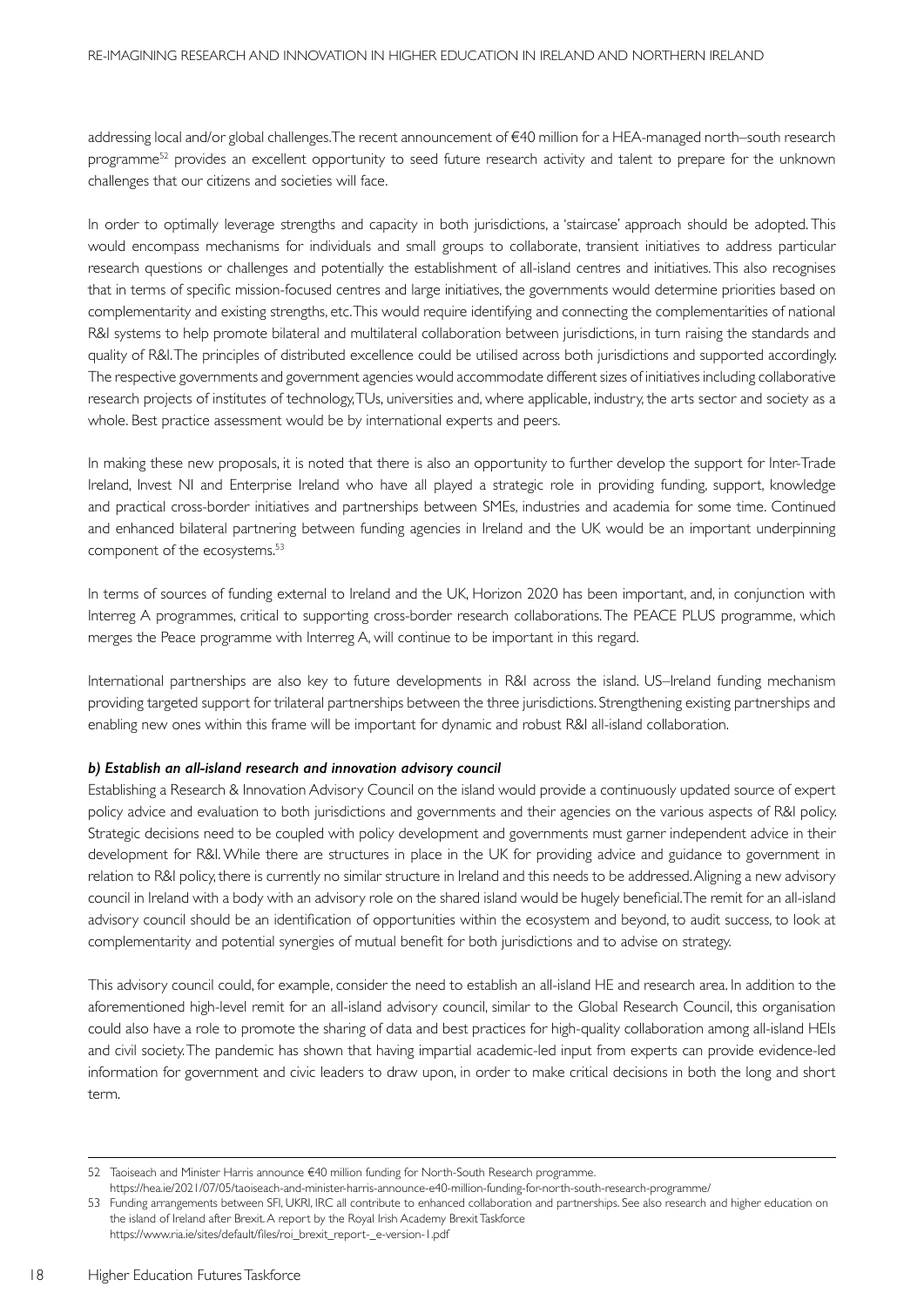addressing local and/or global challenges. The recent announcement of €40 million for a HEA-managed north–south research programme[52] provides an excellent opportunity to seed future research activity and talent to prepare for the unknown challenges that our citizens and societies will face.

In order to optimally leverage strengths and capacity in both jurisdictions, a 'staircase' approach should be adopted. This would encompass mechanisms for individuals and small groups to collaborate, transient initiatives to address particular research questions or challenges and potentially the establishment of all-island centres and initiatives. This also recognises that in terms of specific mission-focused centres and large initiatives, the governments would determine priorities based on complementarity and existing strengths, etc. This would require identifying and connecting the complementarities of national R&I systems to help promote bilateral and multilateral collaboration between jurisdictions, in turn raising the standards and quality of R&I. The principles of distributed excellence could be utilised across both jurisdictions and supported accordingly. The respective governments and government agencies would accommodate different sizes of initiatives including collaborative research projects of institutes of technology, TUs, universities and, where applicable, industry, the arts sector and society as a whole. Best practice assessment would be by international experts and peers.

In making these new proposals, it is noted that there is also an opportunity to further develop the support for Inter-Trade Ireland, Invest NI and Enterprise Ireland who have all played a strategic role in providing funding, support, knowledge and practical cross-border initiatives and partnerships between SMEs, industries and academia for some time. Continued and enhanced bilateral partnering between funding agencies in Ireland and the UK would be an important underpinning component of the ecosystems.[53]

In terms of sources of funding external to Ireland and the UK, Horizon 2020 has been important, and, in conjunction with Interreg A programmes, critical to supporting cross-border research collaborations. The PEACE PLUS programme, which merges the Peace programme with Interreg A, will continue to be important in this regard.

International partnerships are also key to future developments in R&I across the island. US–Ireland funding mechanism providing targeted support for trilateral partnerships between the three jurisdictions. Strengthening existing partnerships and enabling new ones within this frame will be important for dynamic and robust R&I all-island collaboration.

***b) Establish an all-island research and innovation advisory council***

Establishing a Research & Innovation Advisory Council on the island would provide a continuously updated source of expert policy advice and evaluation to both jurisdictions and governments and their agencies on the various aspects of R&I policy. Strategic decisions need to be coupled with policy development and governments must garner independent advice in their development for R&I. While there are structures in place in the UK for providing advice and guidance to government in relation to R&I policy, there is currently no similar structure in Ireland and this needs to be addressed. Aligning a new advisory council in Ireland with a body with an advisory role on the shared island would be hugely beneficial. The remit for an all-island advisory council should be an identification of opportunities within the ecosystem and beyond, to audit success, to look at complementarity and potential synergies of mutual benefit for both jurisdictions and to advise on strategy.

This advisory council could, for example, consider the need to establish an all-island HE and research area. In addition to the aforementioned high-level remit for an all-island advisory council, similar to the Global Research Council, this organisation could also have a role to promote the sharing of data and best practices for high-quality collaboration among all-island HEIs and civil society. The pandemic has shown that having impartial academic-led input from experts can provide evidence-led information for government and civic leaders to draw upon, in order to make critical decisions in both the long and short term.

---

52 Taoiseach and Minister Harris announce €40 million funding for North-South Research programme. https://hea.ie/2021/07/05/taoiseach-and-minister-harris-announce-e40-million-funding-for-north-south-research-programme/

53 Funding arrangements between SFI, UKRI, IRC all contribute to enhanced collaboration and partnerships. See also research and higher education on the island of Ireland after Brexit. A report by the Royal Irish Academy Brexit Taskforce https://www.ria.ie/sites/default/files/roi_brexit_report-_e-version-1.pdf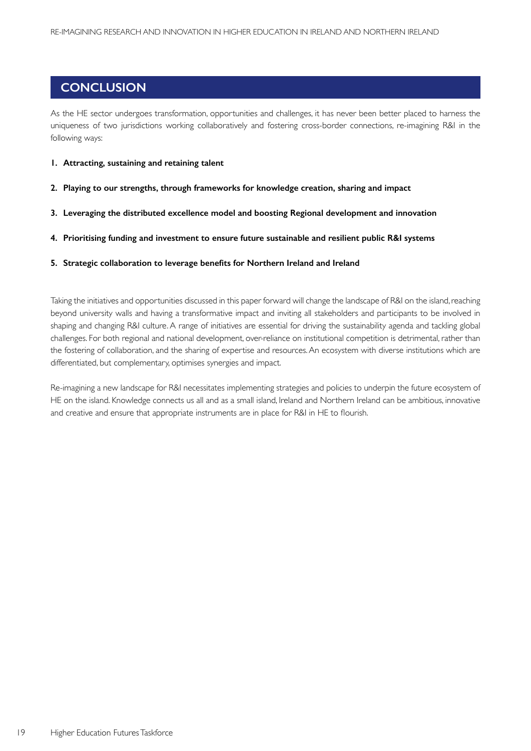## CONCLUSION

As the HE sector undergoes transformation, opportunities and challenges, it has never been better placed to harness the uniqueness of two jurisdictions working collaboratively and fostering cross-border connections, re-imagining R&I in the following ways:

1. **Attracting, sustaining and retaining talent**
2. **Playing to our strengths, through frameworks for knowledge creation, sharing and impact**
3. **Leveraging the distributed excellence model and boosting Regional development and innovation**
4. **Prioritising funding and investment to ensure future sustainable and resilient public R&I systems**
5. **Strategic collaboration to leverage benefits for Northern Ireland and Ireland**

Taking the initiatives and opportunities discussed in this paper forward will change the landscape of R&I on the island, reaching beyond university walls and having a transformative impact and inviting all stakeholders and participants to be involved in shaping and changing R&I culture. A range of initiatives are essential for driving the sustainability agenda and tackling global challenges. For both regional and national development, over-reliance on institutional competition is detrimental, rather than the fostering of collaboration, and the sharing of expertise and resources. An ecosystem with diverse institutions which are differentiated, but complementary, optimises synergies and impact.

Re-imagining a new landscape for R&I necessitates implementing strategies and policies to underpin the future ecosystem of HE on the island. Knowledge connects us all and as a small island, Ireland and Northern Ireland can be ambitious, innovative and creative and ensure that appropriate instruments are in place for R&I in HE to flourish.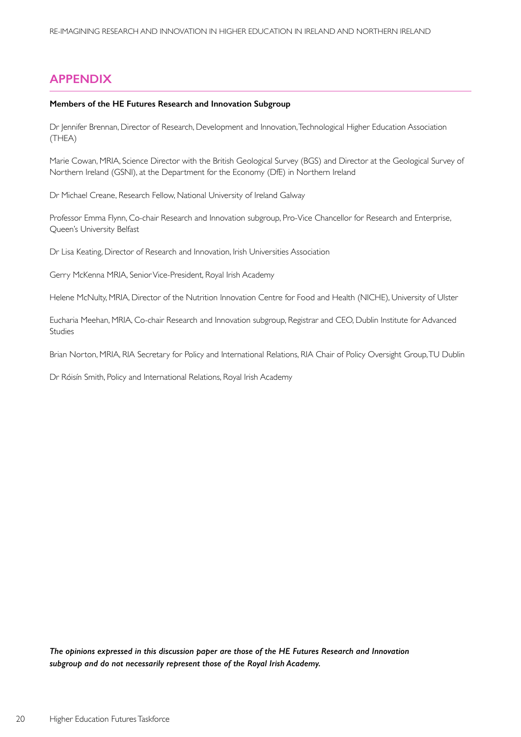# APPENDIX

**Members of the HE Futures Research and Innovation Subgroup**

Dr Jennifer Brennan, Director of Research, Development and Innovation, Technological Higher Education Association (THEA)

Marie Cowan, MRIA, Science Director with the British Geological Survey (BGS) and Director at the Geological Survey of Northern Ireland (GSNI), at the Department for the Economy (DfE) in Northern Ireland

Dr Michael Creane, Research Fellow, National University of Ireland Galway

Professor Emma Flynn, Co-chair Research and Innovation subgroup, Pro-Vice Chancellor for Research and Enterprise, Queen's University Belfast

Dr Lisa Keating, Director of Research and Innovation, Irish Universities Association

Gerry McKenna MRIA, Senior Vice-President, Royal Irish Academy

Helene McNulty, MRIA, Director of the Nutrition Innovation Centre for Food and Health (NICHE), University of Ulster

Eucharia Meehan, MRIA, Co-chair Research and Innovation subgroup, Registrar and CEO, Dublin Institute for Advanced Studies

Brian Norton, MRIA, RIA Secretary for Policy and International Relations, RIA Chair of Policy Oversight Group, TU Dublin

Dr Róisín Smith, Policy and International Relations, Royal Irish Academy

***The opinions expressed in this discussion paper are those of the HE Futures Research and Innovation subgroup and do not necessarily represent those of the Royal Irish Academy.***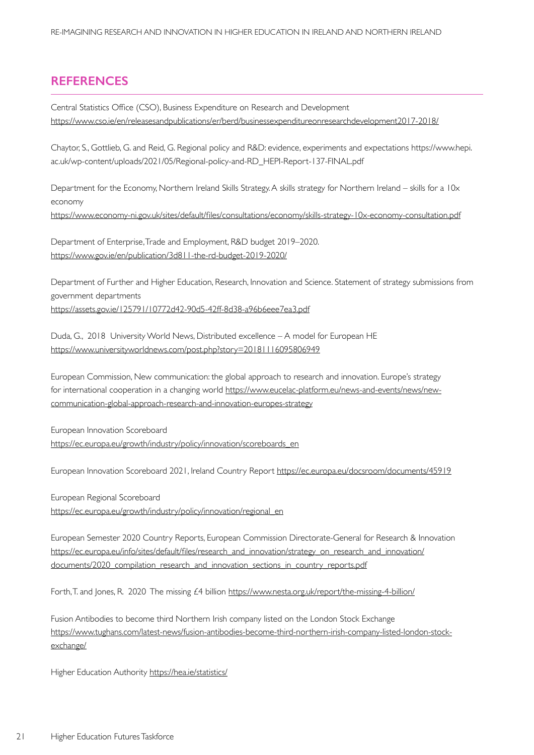## REFERENCES

Central Statistics Office (CSO), Business Expenditure on Research and Development
https://www.cso.ie/en/releasesandpublications/er/berd/businessexpenditureonresearchdevelopment2017-2018/

Chaytor, S., Gottlieb, G. and Reid, G. Regional policy and R&D: evidence, experiments and expectations https://www.hepi.ac.uk/wp-content/uploads/2021/05/Regional-policy-and-RD_HEPI-Report-137-FINAL.pdf

Department for the Economy, Northern Ireland Skills Strategy. A skills strategy for Northern Ireland – skills for a 10x economy
https://www.economy-ni.gov.uk/sites/default/files/consultations/economy/skills-strategy-10x-economy-consultation.pdf

Department of Enterprise, Trade and Employment, R&D budget 2019–2020.
https://www.gov.ie/en/publication/3d811-the-rd-budget-2019-2020/

Department of Further and Higher Education, Research, Innovation and Science. Statement of strategy submissions from government departments
https://assets.gov.ie/125791/10772d42-90d5-42ff-8d38-a96b6eee7ea3.pdf

Duda, G., 2018 University World News, Distributed excellence – A model for European HE
https://www.universityworldnews.com/post.php?story=20181116095806949

European Commission, New communication: the global approach to research and innovation. Europe's strategy for international cooperation in a changing world https://www.eucelac-platform.eu/news-and-events/news/new-communication-global-approach-research-and-innovation-europes-strategy

European Innovation Scoreboard
https://ec.europa.eu/growth/industry/policy/innovation/scoreboards_en

European Innovation Scoreboard 2021, Ireland Country Report https://ec.europa.eu/docsroom/documents/45919

European Regional Scoreboard
https://ec.europa.eu/growth/industry/policy/innovation/regional_en

European Semester 2020 Country Reports, European Commission Directorate-General for Research & Innovation
https://ec.europa.eu/info/sites/default/files/research_and_innovation/strategy_on_research_and_innovation/documents/2020_compilation_research_and_innovation_sections_in_country_reports.pdf

Forth, T. and Jones, R. 2020 The missing £4 billion https://www.nesta.org.uk/report/the-missing-4-billion/

Fusion Antibodies to become third Northern Irish company listed on the London Stock Exchange
https://www.tughans.com/latest-news/fusion-antibodies-become-third-northern-irish-company-listed-london-stock-exchange/

Higher Education Authority https://hea.ie/statistics/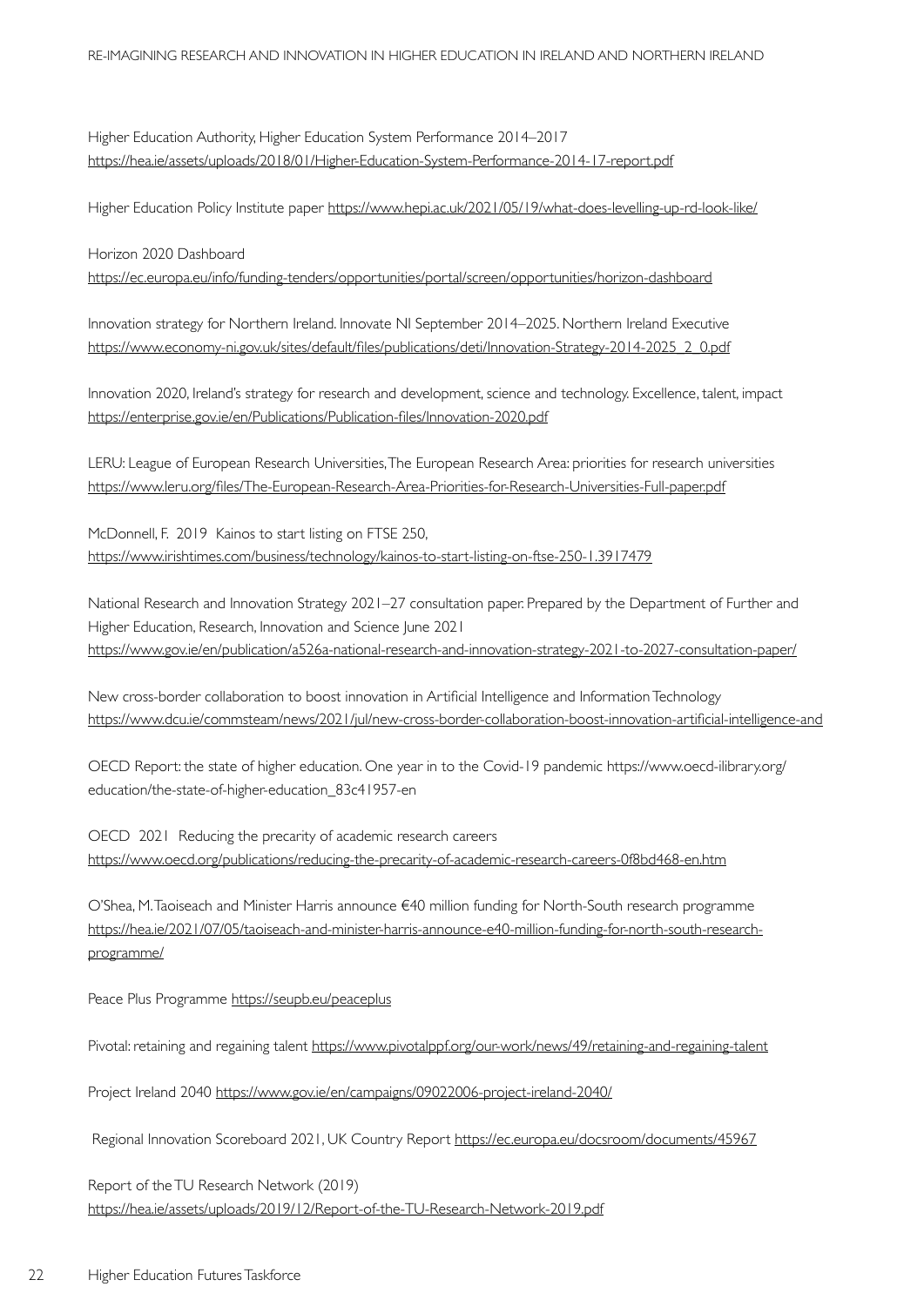Higher Education Authority, Higher Education System Performance 2014–2017
https://hea.ie/assets/uploads/2018/01/Higher-Education-System-Performance-2014-17-report.pdf

Higher Education Policy Institute paper https://www.hepi.ac.uk/2021/05/19/what-does-levelling-up-rd-look-like/

Horizon 2020 Dashboard
https://ec.europa.eu/info/funding-tenders/opportunities/portal/screen/opportunities/horizon-dashboard

Innovation strategy for Northern Ireland. Innovate NI September 2014–2025. Northern Ireland Executive
https://www.economy-ni.gov.uk/sites/default/files/publications/deti/Innovation-Strategy-2014-2025_2_0.pdf

Innovation 2020, Ireland's strategy for research and development, science and technology. Excellence, talent, impact
https://enterprise.gov.ie/en/Publications/Publication-files/Innovation-2020.pdf

LERU: League of European Research Universities, The European Research Area: priorities for research universities
https://www.leru.org/files/The-European-Research-Area-Priorities-for-Research-Universities-Full-paper.pdf

McDonnell, F. 2019 Kainos to start listing on FTSE 250,
https://www.irishtimes.com/business/technology/kainos-to-start-listing-on-ftse-250-1.3917479

National Research and Innovation Strategy 2021–27 consultation paper. Prepared by the Department of Further and Higher Education, Research, Innovation and Science June 2021
https://www.gov.ie/en/publication/a526a-national-research-and-innovation-strategy-2021-to-2027-consultation-paper/

New cross-border collaboration to boost innovation in Artificial Intelligence and Information Technology
https://www.dcu.ie/commsteam/news/2021/jul/new-cross-border-collaboration-boost-innovation-artificial-intelligence-and

OECD Report: the state of higher education. One year in to the Covid-19 pandemic https://www.oecd-ilibrary.org/education/the-state-of-higher-education_83c41957-en

OECD 2021 Reducing the precarity of academic research careers
https://www.oecd.org/publications/reducing-the-precarity-of-academic-research-careers-0f8bd468-en.htm

O'Shea, M. Taoiseach and Minister Harris announce €40 million funding for North-South research programme
https://hea.ie/2021/07/05/taoiseach-and-minister-harris-announce-e40-million-funding-for-north-south-research-programme/

Peace Plus Programme https://seupb.eu/peaceplus

Pivotal: retaining and regaining talent https://www.pivotalppf.org/our-work/news/49/retaining-and-regaining-talent

Project Ireland 2040 https://www.gov.ie/en/campaigns/09022006-project-ireland-2040/

Regional Innovation Scoreboard 2021, UK Country Report https://ec.europa.eu/docsroom/documents/45967

Report of the TU Research Network (2019)
https://hea.ie/assets/uploads/2019/12/Report-of-the-TU-Research-Network-2019.pdf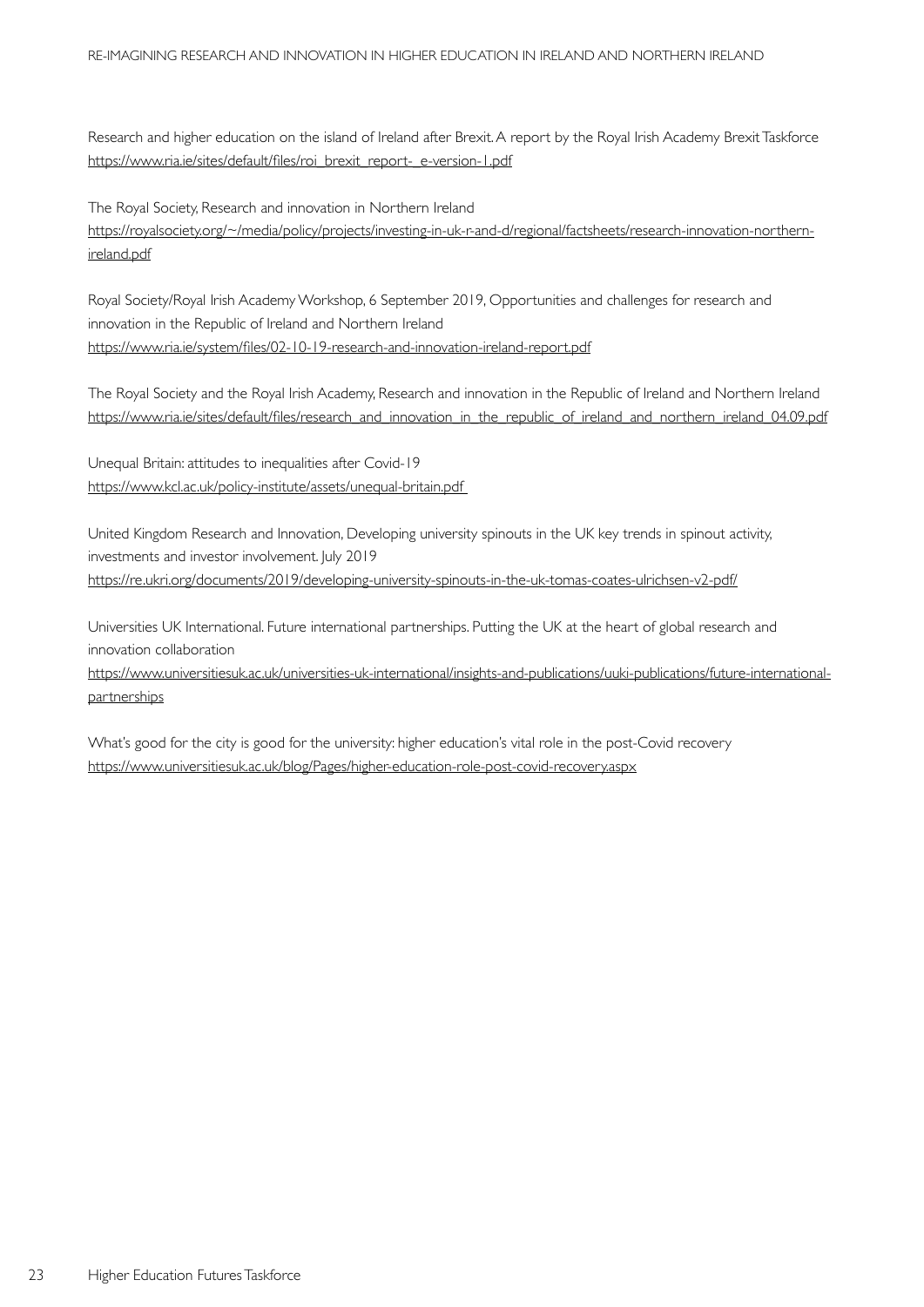Research and higher education on the island of Ireland after Brexit. A report by the Royal Irish Academy Brexit Taskforce
https://www.ria.ie/sites/default/files/roi_brexit_report-_e-version-1.pdf

The Royal Society, Research and innovation in Northern Ireland
https://royalsociety.org/~/media/policy/projects/investing-in-uk-r-and-d/regional/factsheets/research-innovation-northern-ireland.pdf

Royal Society/Royal Irish Academy Workshop, 6 September 2019, Opportunities and challenges for research and innovation in the Republic of Ireland and Northern Ireland
https://www.ria.ie/system/files/02-10-19-research-and-innovation-ireland-report.pdf

The Royal Society and the Royal Irish Academy, Research and innovation in the Republic of Ireland and Northern Ireland
https://www.ria.ie/sites/default/files/research_and_innovation_in_the_republic_of_ireland_and_northern_ireland_04.09.pdf

Unequal Britain: attitudes to inequalities after Covid-19
https://www.kcl.ac.uk/policy-institute/assets/unequal-britain.pdf

United Kingdom Research and Innovation, Developing university spinouts in the UK key trends in spinout activity, investments and investor involvement. July 2019
https://re.ukri.org/documents/2019/developing-university-spinouts-in-the-uk-tomas-coates-ulrichsen-v2-pdf/

Universities UK International. Future international partnerships. Putting the UK at the heart of global research and innovation collaboration
https://www.universitiesuk.ac.uk/universities-uk-international/insights-and-publications/uuki-publications/future-international-partnerships

What's good for the city is good for the university: higher education's vital role in the post-Covid recovery
https://www.universitiesuk.ac.uk/blog/Pages/higher-education-role-post-covid-recovery.aspx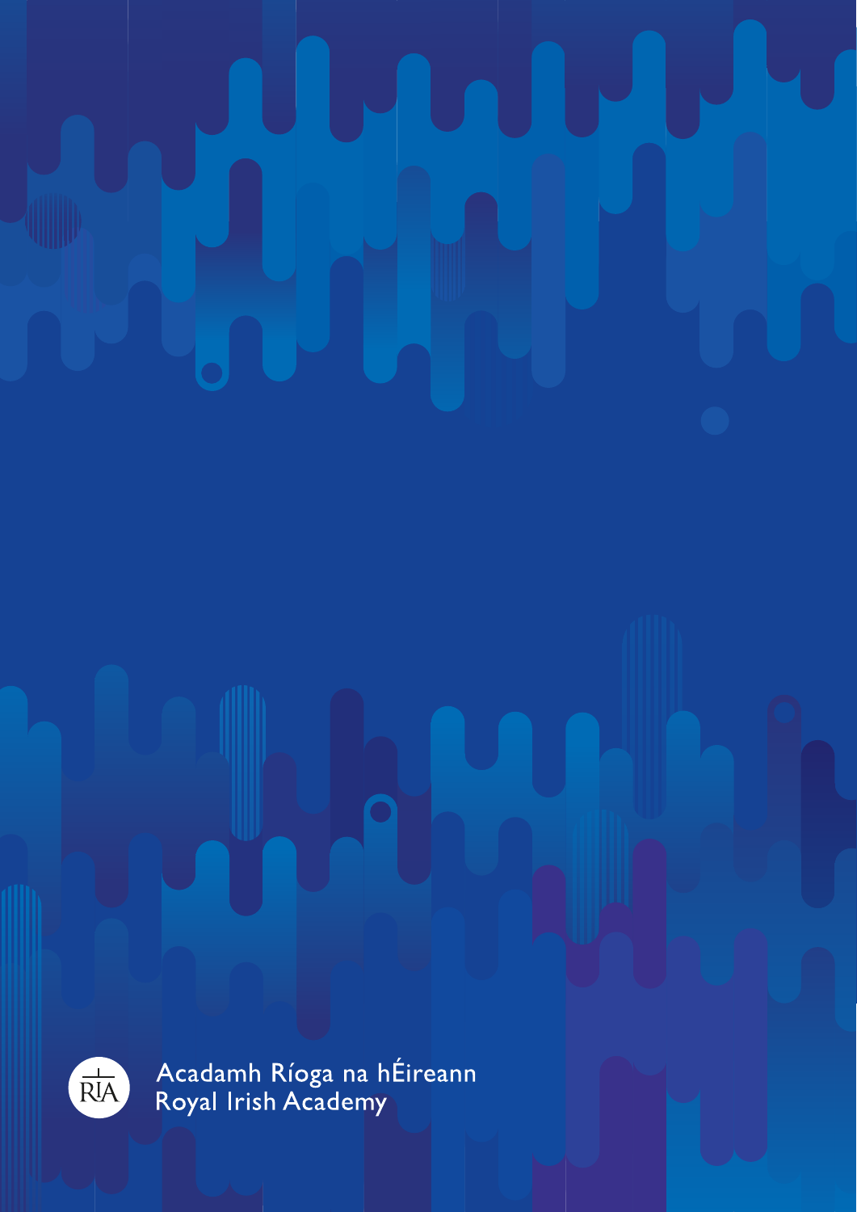Acadamh Ríoga na hÉireann
Royal Irish Academy